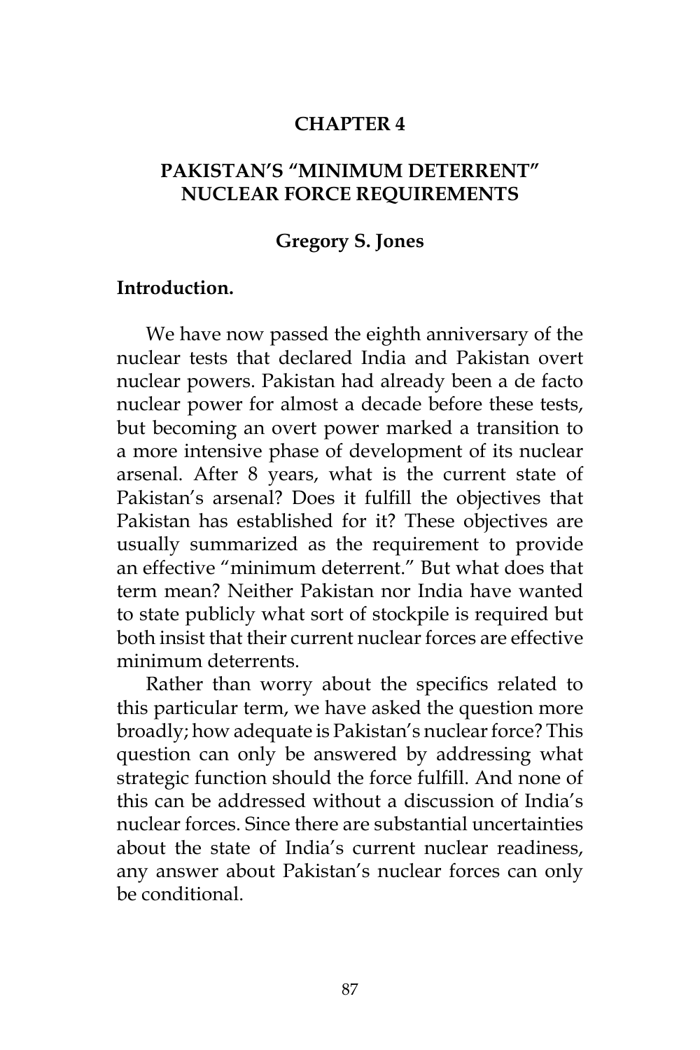# CHAPTER 4

# PAKISTAN'S "MINIMUM DETERRENT" NUCLEAR FORCE REQUIREMENTS

**Gregory S. Jones**

## Introduction.

We have now passed the eighth anniversary of the nuclear tests that declared India and Pakistan overt nuclear powers. Pakistan had already been a de facto nuclear power for almost a decade before these tests, but becoming an overt power marked a transition to a more intensive phase of development of its nuclear arsenal. After 8 years, what is the current state of Pakistan's arsenal? Does it fulfill the objectives that Pakistan has established for it? These objectives are usually summarized as the requirement to provide an effective "minimum deterrent." But what does that term mean? Neither Pakistan nor India have wanted to state publicly what sort of stockpile is required but both insist that their current nuclear forces are effective minimum deterrents.

Rather than worry about the specifics related to this particular term, we have asked the question more broadly; how adequate is Pakistan's nuclear force? This question can only be answered by addressing what strategic function should the force fulfill. And none of this can be addressed without a discussion of India's nuclear forces. Since there are substantial uncertainties about the state of India's current nuclear readiness, any answer about Pakistan's nuclear forces can only be conditional.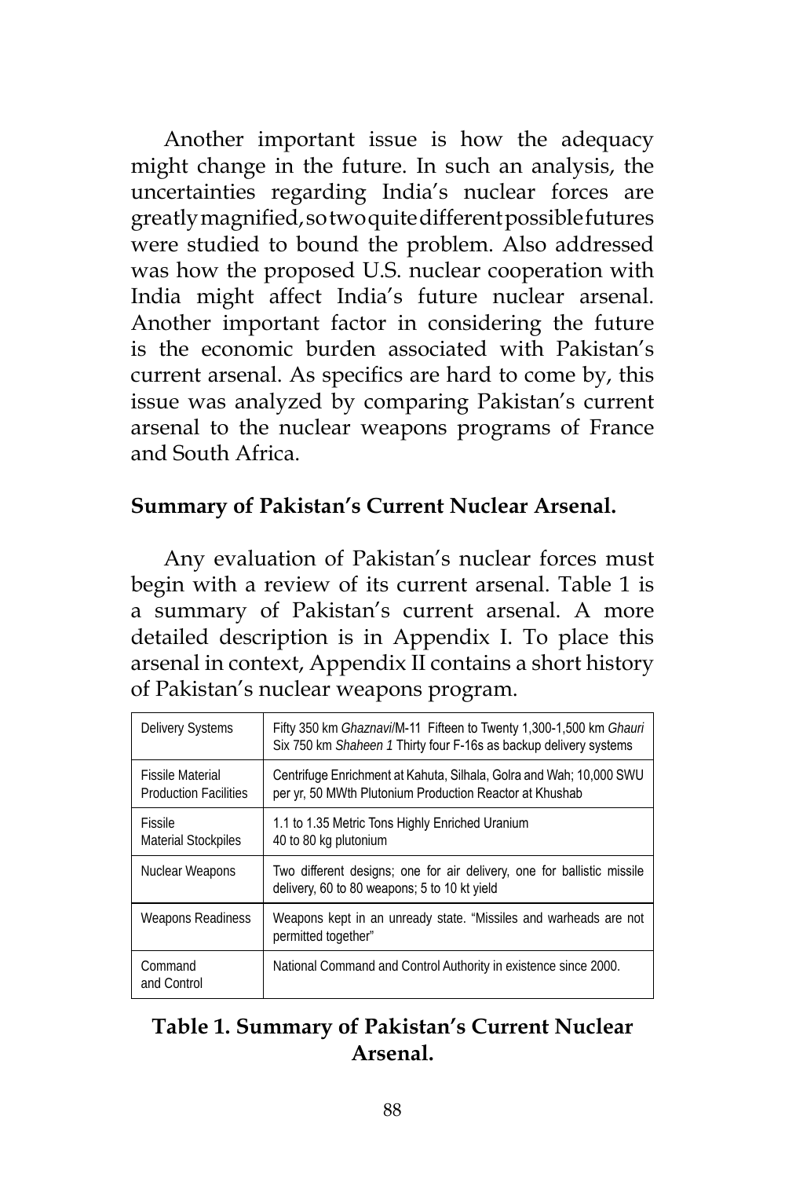Another important issue is how the adequacy might change in the future. In such an analysis, the uncertainties regarding India's nuclear forces are greatly magnified, so two quite different possible futures were studied to bound the problem. Also addressed was how the proposed U.S. nuclear cooperation with India might affect India's future nuclear arsenal. Another important factor in considering the future is the economic burden associated with Pakistan's current arsenal. As specifics are hard to come by, this issue was analyzed by comparing Pakistan's current arsenal to the nuclear weapons programs of France and South Africa.

**Summary of Pakistan's Current Nuclear Arsenal.**

Any evaluation of Pakistan's nuclear forces must begin with a review of its current arsenal. Table 1 is a summary of Pakistan's current arsenal. A more detailed description is in Appendix I. To place this arsenal in context, Appendix II contains a short history of Pakistan's nuclear weapons program.

| | |
|---|---|
| Delivery Systems | Fifty 350 km *Ghaznavi*/M-11 Fifteen to Twenty 1,300-1,500 km *Ghauri* Six 750 km *Shaheen 1* Thirty four F-16s as backup delivery systems |
| Fissile Material Production Facilities | Centrifuge Enrichment at Kahuta, Silhala, Golra and Wah; 10,000 SWU per yr, 50 MWth Plutonium Production Reactor at Khushab |
| Fissile Material Stockpiles | 1.1 to 1.35 Metric Tons Highly Enriched Uranium 40 to 80 kg plutonium |
| Nuclear Weapons | Two different designs; one for air delivery, one for ballistic missile delivery, 60 to 80 weapons; 5 to 10 kt yield |
| Weapons Readiness | Weapons kept in an unready state. "Missiles and warheads are not permitted together" |
| Command and Control | National Command and Control Authority in existence since 2000. |

**Table 1. Summary of Pakistan's Current Nuclear Arsenal.**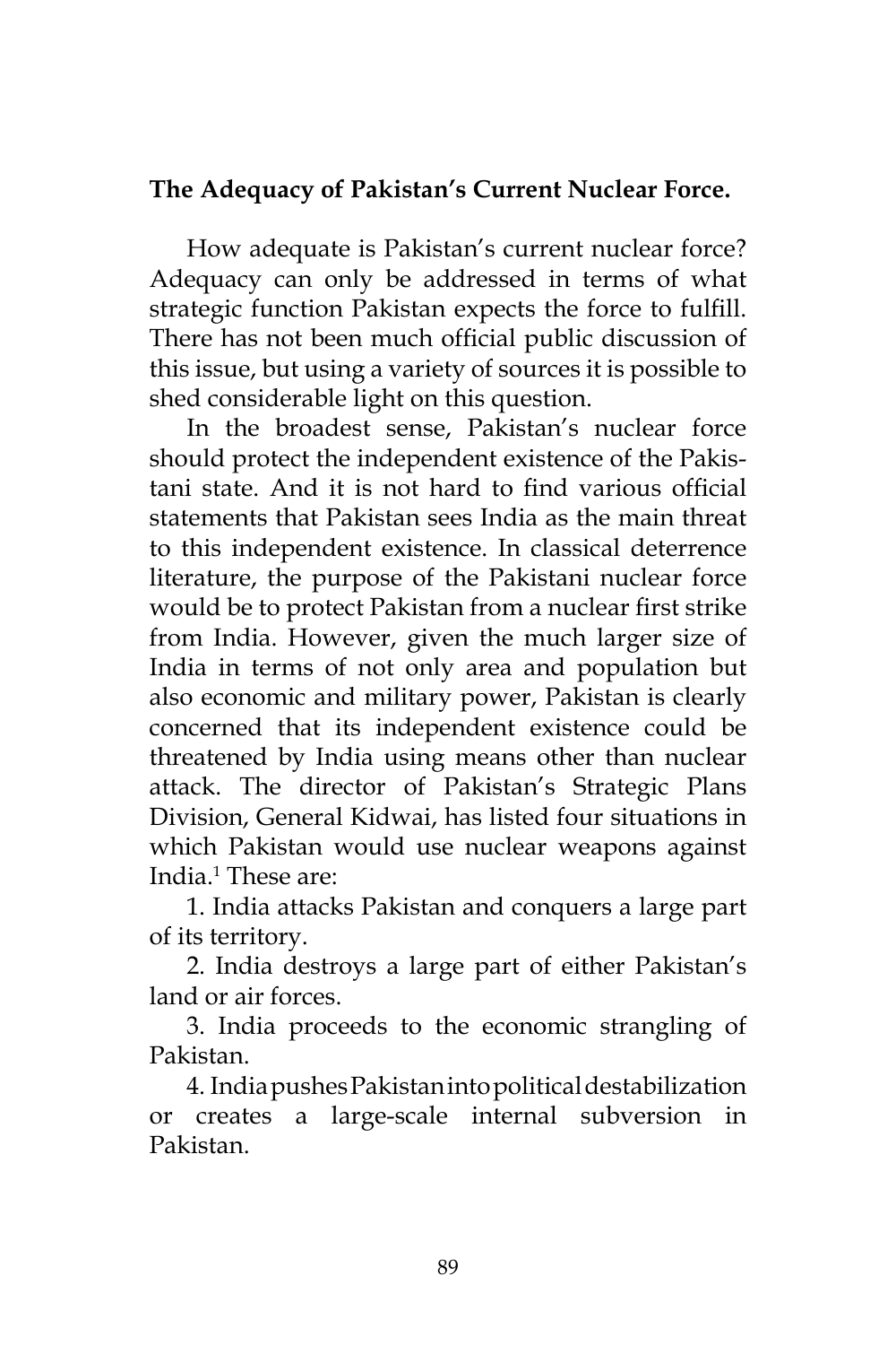**The Adequacy of Pakistan's Current Nuclear Force.**

How adequate is Pakistan's current nuclear force? Adequacy can only be addressed in terms of what strategic function Pakistan expects the force to fulfill. There has not been much official public discussion of this issue, but using a variety of sources it is possible to shed considerable light on this question.

In the broadest sense, Pakistan's nuclear force should protect the independent existence of the Pakistani state. And it is not hard to find various official statements that Pakistan sees India as the main threat to this independent existence. In classical deterrence literature, the purpose of the Pakistani nuclear force would be to protect Pakistan from a nuclear first strike from India. However, given the much larger size of India in terms of not only area and population but also economic and military power, Pakistan is clearly concerned that its independent existence could be threatened by India using means other than nuclear attack. The director of Pakistan's Strategic Plans Division, General Kidwai, has listed four situations in which Pakistan would use nuclear weapons against India.[1] These are:

1. India attacks Pakistan and conquers a large part of its territory.
2. India destroys a large part of either Pakistan's land or air forces.
3. India proceeds to the economic strangling of Pakistan.
4. India pushes Pakistan into political destabilization or creates a large-scale internal subversion in Pakistan.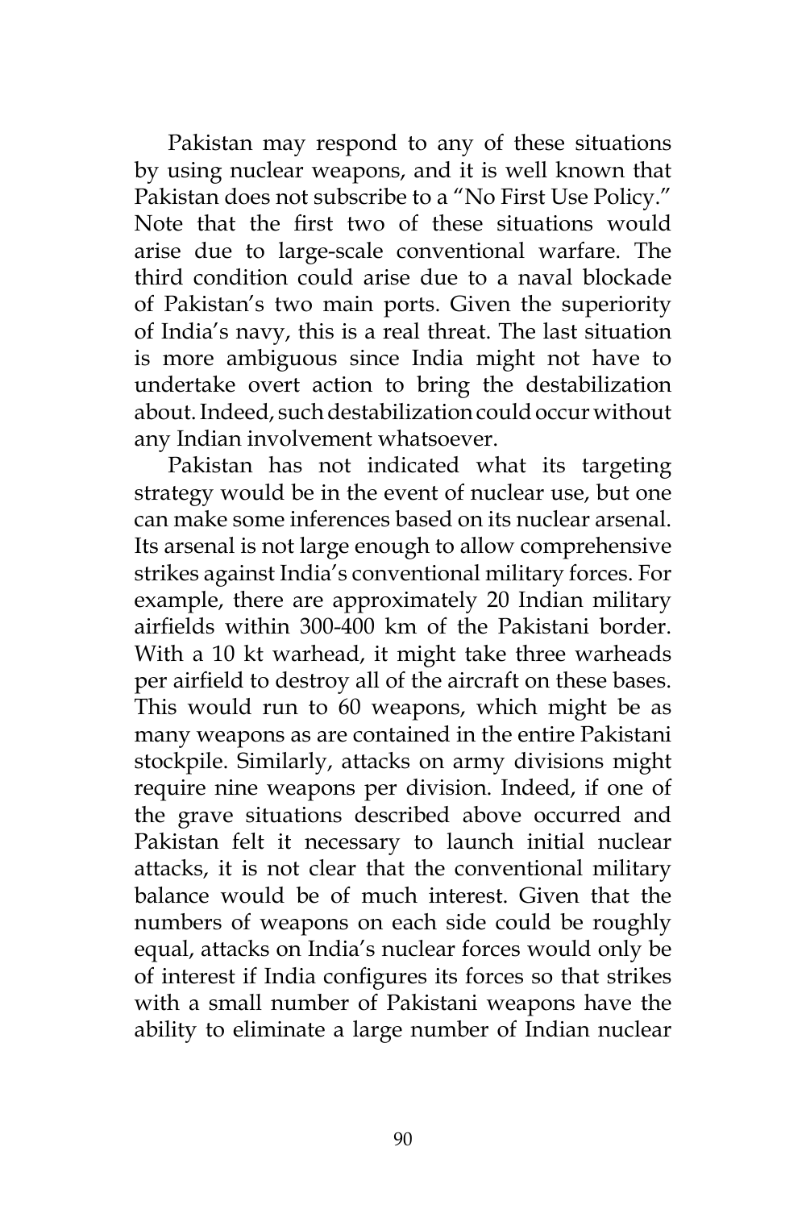Pakistan may respond to any of these situations by using nuclear weapons, and it is well known that Pakistan does not subscribe to a "No First Use Policy." Note that the first two of these situations would arise due to large-scale conventional warfare. The third condition could arise due to a naval blockade of Pakistan's two main ports. Given the superiority of India's navy, this is a real threat. The last situation is more ambiguous since India might not have to undertake overt action to bring the destabilization about. Indeed, such destabilization could occur without any Indian involvement whatsoever.

Pakistan has not indicated what its targeting strategy would be in the event of nuclear use, but one can make some inferences based on its nuclear arsenal. Its arsenal is not large enough to allow comprehensive strikes against India's conventional military forces. For example, there are approximately 20 Indian military airfields within 300-400 km of the Pakistani border. With a 10 kt warhead, it might take three warheads per airfield to destroy all of the aircraft on these bases. This would run to 60 weapons, which might be as many weapons as are contained in the entire Pakistani stockpile. Similarly, attacks on army divisions might require nine weapons per division. Indeed, if one of the grave situations described above occurred and Pakistan felt it necessary to launch initial nuclear attacks, it is not clear that the conventional military balance would be of much interest. Given that the numbers of weapons on each side could be roughly equal, attacks on India's nuclear forces would only be of interest if India configures its forces so that strikes with a small number of Pakistani weapons have the ability to eliminate a large number of Indian nuclear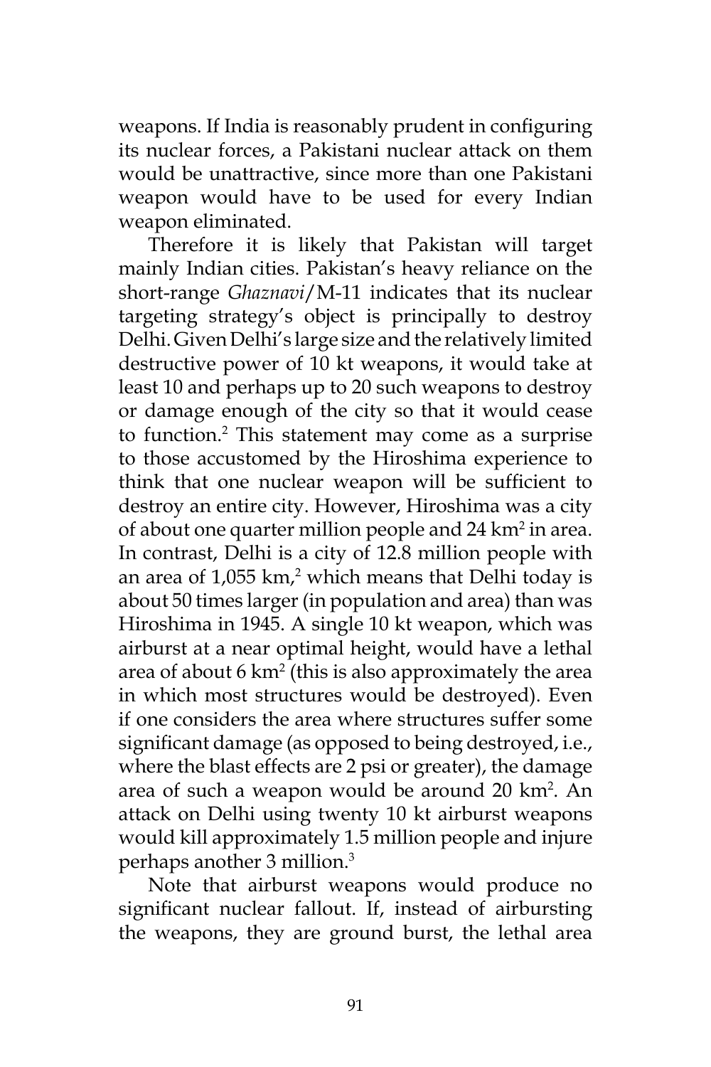weapons. If India is reasonably prudent in configuring its nuclear forces, a Pakistani nuclear attack on them would be unattractive, since more than one Pakistani weapon would have to be used for every Indian weapon eliminated.

Therefore it is likely that Pakistan will target mainly Indian cities. Pakistan's heavy reliance on the short-range *Ghaznavi*/M-11 indicates that its nuclear targeting strategy's object is principally to destroy Delhi. Given Delhi's large size and the relatively limited destructive power of 10 kt weapons, it would take at least 10 and perhaps up to 20 such weapons to destroy or damage enough of the city so that it would cease to function.[2] This statement may come as a surprise to those accustomed by the Hiroshima experience to think that one nuclear weapon will be sufficient to destroy an entire city. However, Hiroshima was a city of about one quarter million people and 24 $km^2$ in area. In contrast, Delhi is a city of 12.8 million people with an area of 1,055 $km^2$, which means that Delhi today is about 50 times larger (in population and area) than was Hiroshima in 1945. A single 10 kt weapon, which was airburst at a near optimal height, would have a lethal area of about 6 $km^2$ (this is also approximately the area in which most structures would be destroyed). Even if one considers the area where structures suffer some significant damage (as opposed to being destroyed, i.e., where the blast effects are 2 psi or greater), the damage area of such a weapon would be around 20 $km^2$. An attack on Delhi using twenty 10 kt airburst weapons would kill approximately 1.5 million people and injure perhaps another 3 million.[3]

Note that airburst weapons would produce no significant nuclear fallout. If, instead of airbursting the weapons, they are ground burst, the lethal area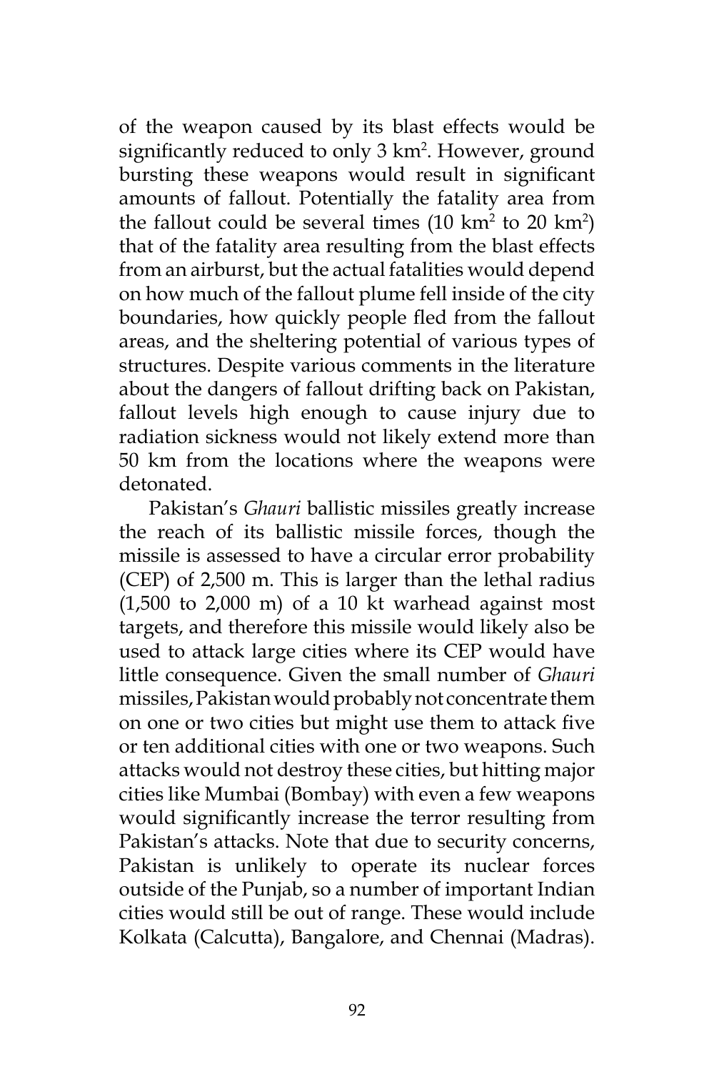of the weapon caused by its blast effects would be significantly reduced to only 3 $km^2$. However, ground bursting these weapons would result in significant amounts of fallout. Potentially the fatality area from the fallout could be several times (10 $km^2$ to 20 $km^2$) that of the fatality area resulting from the blast effects from an airburst, but the actual fatalities would depend on how much of the fallout plume fell inside of the city boundaries, how quickly people fled from the fallout areas, and the sheltering potential of various types of structures. Despite various comments in the literature about the dangers of fallout drifting back on Pakistan, fallout levels high enough to cause injury due to radiation sickness would not likely extend more than 50 km from the locations where the weapons were detonated.

Pakistan's *Ghauri* ballistic missiles greatly increase the reach of its ballistic missile forces, though the missile is assessed to have a circular error probability (CEP) of 2,500 m. This is larger than the lethal radius (1,500 to 2,000 m) of a 10 kt warhead against most targets, and therefore this missile would likely also be used to attack large cities where its CEP would have little consequence. Given the small number of *Ghauri* missiles, Pakistan would probably not concentrate them on one or two cities but might use them to attack five or ten additional cities with one or two weapons. Such attacks would not destroy these cities, but hitting major cities like Mumbai (Bombay) with even a few weapons would significantly increase the terror resulting from Pakistan's attacks. Note that due to security concerns, Pakistan is unlikely to operate its nuclear forces outside of the Punjab, so a number of important Indian cities would still be out of range. These would include Kolkata (Calcutta), Bangalore, and Chennai (Madras).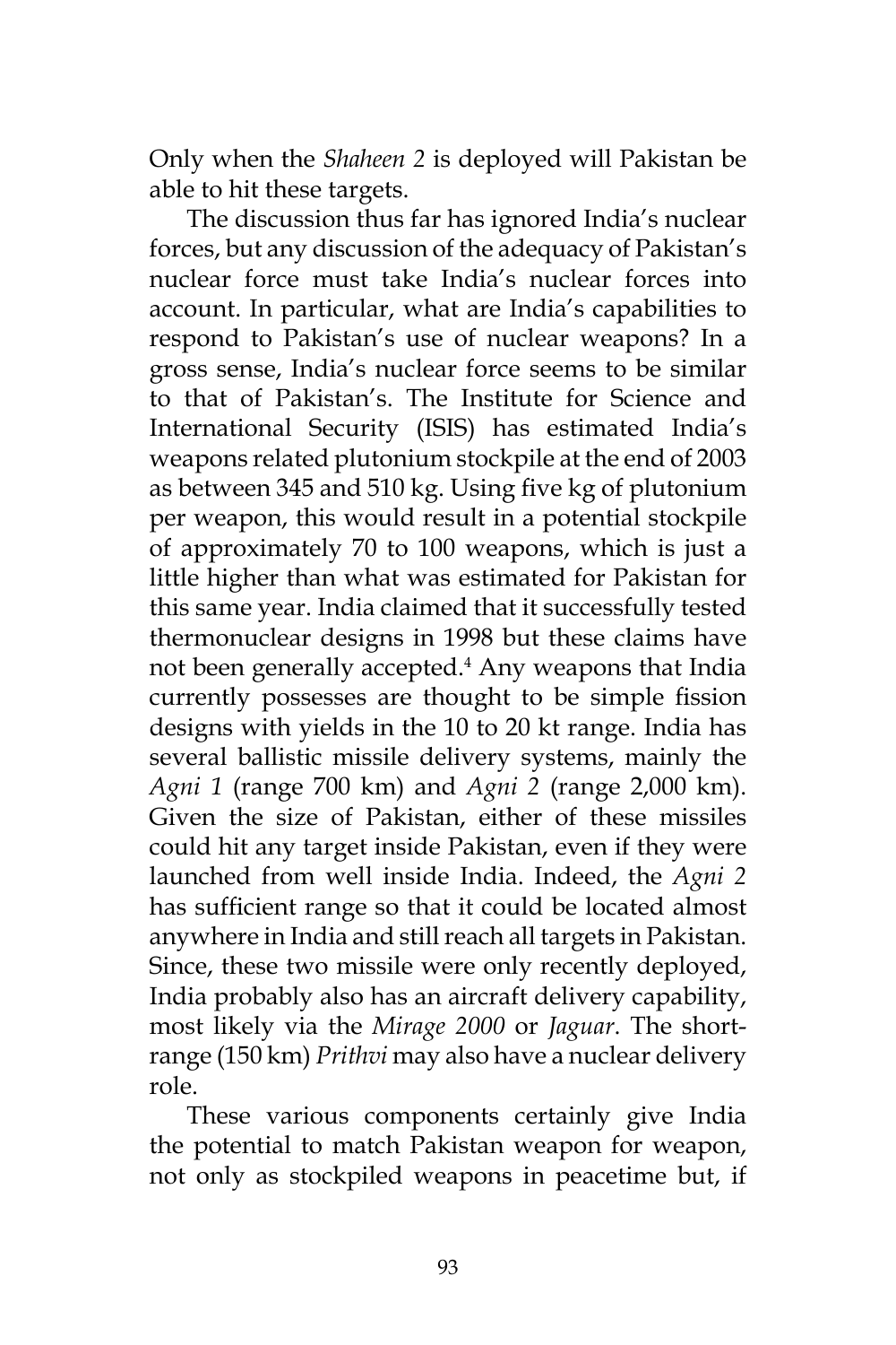Only when the *Shaheen 2* is deployed will Pakistan be able to hit these targets.

The discussion thus far has ignored India's nuclear forces, but any discussion of the adequacy of Pakistan's nuclear force must take India's nuclear forces into account. In particular, what are India's capabilities to respond to Pakistan's use of nuclear weapons? In a gross sense, India's nuclear force seems to be similar to that of Pakistan's. The Institute for Science and International Security (ISIS) has estimated India's weapons related plutonium stockpile at the end of 2003 as between 345 and 510 kg. Using five kg of plutonium per weapon, this would result in a potential stockpile of approximately 70 to 100 weapons, which is just a little higher than what was estimated for Pakistan for this same year. India claimed that it successfully tested thermonuclear designs in 1998 but these claims have not been generally accepted.[4] Any weapons that India currently possesses are thought to be simple fission designs with yields in the 10 to 20 kt range. India has several ballistic missile delivery systems, mainly the *Agni 1* (range 700 km) and *Agni 2* (range 2,000 km). Given the size of Pakistan, either of these missiles could hit any target inside Pakistan, even if they were launched from well inside India. Indeed, the *Agni 2* has sufficient range so that it could be located almost anywhere in India and still reach all targets in Pakistan. Since, these two missile were only recently deployed, India probably also has an aircraft delivery capability, most likely via the *Mirage 2000* or *Jaguar*. The short-range (150 km) *Prithvi* may also have a nuclear delivery role.

These various components certainly give India the potential to match Pakistan weapon for weapon, not only as stockpiled weapons in peacetime but, if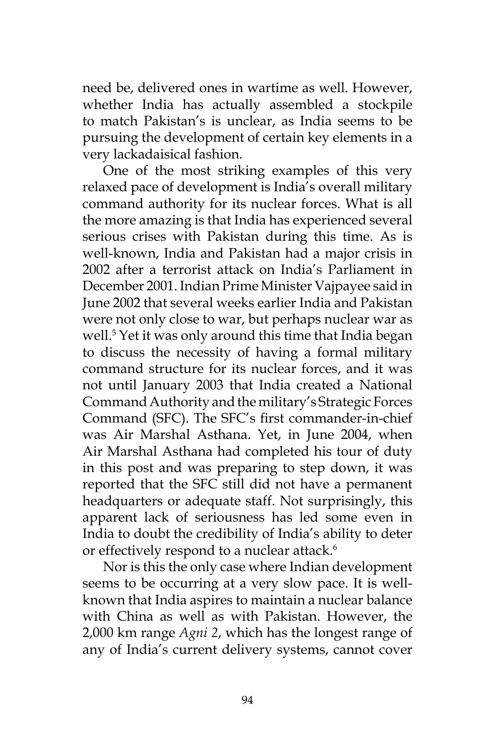need be, delivered ones in wartime as well. However, whether India has actually assembled a stockpile to match Pakistan's is unclear, as India seems to be pursuing the development of certain key elements in a very lackadaisical fashion.

One of the most striking examples of this very relaxed pace of development is India's overall military command authority for its nuclear forces. What is all the more amazing is that India has experienced several serious crises with Pakistan during this time. As is well-known, India and Pakistan had a major crisis in 2002 after a terrorist attack on India's Parliament in December 2001. Indian Prime Minister Vajpayee said in June 2002 that several weeks earlier India and Pakistan were not only close to war, but perhaps nuclear war as well.[5] Yet it was only around this time that India began to discuss the necessity of having a formal military command structure for its nuclear forces, and it was not until January 2003 that India created a National Command Authority and the military's Strategic Forces Command (SFC). The SFC's first commander-in-chief was Air Marshal Asthana. Yet, in June 2004, when Air Marshal Asthana had completed his tour of duty in this post and was preparing to step down, it was reported that the SFC still did not have a permanent headquarters or adequate staff. Not surprisingly, this apparent lack of seriousness has led some even in India to doubt the credibility of India's ability to deter or effectively respond to a nuclear attack.[6]

Nor is this the only case where Indian development seems to be occurring at a very slow pace. It is well-known that India aspires to maintain a nuclear balance with China as well as with Pakistan. However, the 2,000 km range *Agni 2*, which has the longest range of any of India's current delivery systems, cannot cover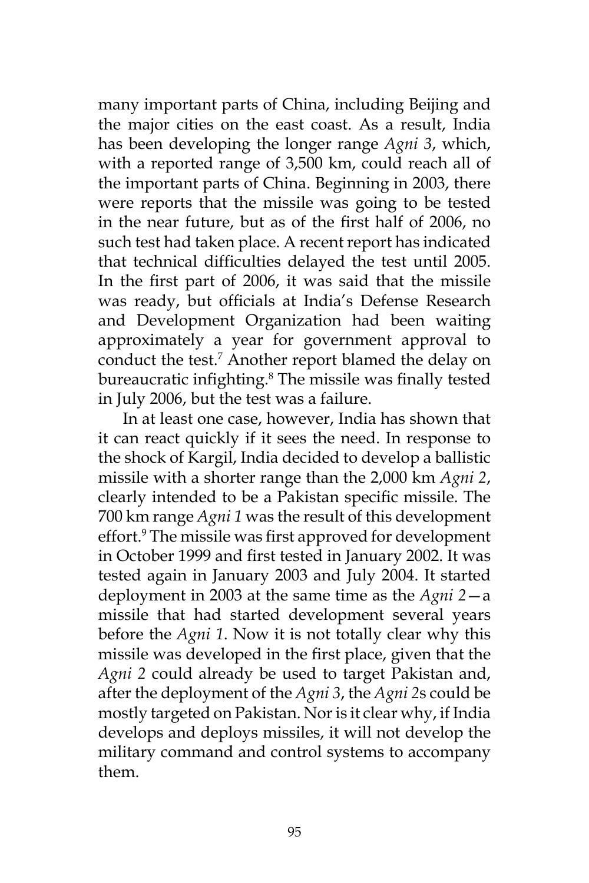many important parts of China, including Beijing and the major cities on the east coast. As a result, India has been developing the longer range *Agni 3*, which, with a reported range of 3,500 km, could reach all of the important parts of China. Beginning in 2003, there were reports that the missile was going to be tested in the near future, but as of the first half of 2006, no such test had taken place. A recent report has indicated that technical difficulties delayed the test until 2005. In the first part of 2006, it was said that the missile was ready, but officials at India's Defense Research and Development Organization had been waiting approximately a year for government approval to conduct the test.[7] Another report blamed the delay on bureaucratic infighting.[8] The missile was finally tested in July 2006, but the test was a failure.

In at least one case, however, India has shown that it can react quickly if it sees the need. In response to the shock of Kargil, India decided to develop a ballistic missile with a shorter range than the 2,000 km *Agni 2*, clearly intended to be a Pakistan specific missile. The 700 km range *Agni 1* was the result of this development effort.[9] The missile was first approved for development in October 1999 and first tested in January 2002. It was tested again in January 2003 and July 2004. It started deployment in 2003 at the same time as the *Agni 2*—a missile that had started development several years before the *Agni 1*. Now it is not totally clear why this missile was developed in the first place, given that the *Agni 2* could already be used to target Pakistan and, after the deployment of the *Agni 3*, the *Agni 2*s could be mostly targeted on Pakistan. Nor is it clear why, if India develops and deploys missiles, it will not develop the military command and control systems to accompany them.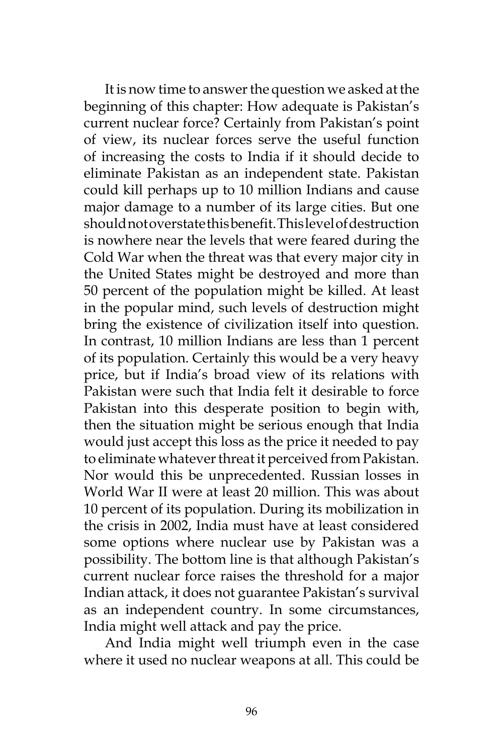It is now time to answer the question we asked at the beginning of this chapter: How adequate is Pakistan's current nuclear force? Certainly from Pakistan's point of view, its nuclear forces serve the useful function of increasing the costs to India if it should decide to eliminate Pakistan as an independent state. Pakistan could kill perhaps up to 10 million Indians and cause major damage to a number of its large cities. But one should not overstate this benefit. This level of destruction is nowhere near the levels that were feared during the Cold War when the threat was that every major city in the United States might be destroyed and more than 50 percent of the population might be killed. At least in the popular mind, such levels of destruction might bring the existence of civilization itself into question. In contrast, 10 million Indians are less than 1 percent of its population. Certainly this would be a very heavy price, but if India's broad view of its relations with Pakistan were such that India felt it desirable to force Pakistan into this desperate position to begin with, then the situation might be serious enough that India would just accept this loss as the price it needed to pay to eliminate whatever threat it perceived from Pakistan. Nor would this be unprecedented. Russian losses in World War II were at least 20 million. This was about 10 percent of its population. During its mobilization in the crisis in 2002, India must have at least considered some options where nuclear use by Pakistan was a possibility. The bottom line is that although Pakistan's current nuclear force raises the threshold for a major Indian attack, it does not guarantee Pakistan's survival as an independent country. In some circumstances, India might well attack and pay the price.

And India might well triumph even in the case where it used no nuclear weapons at all. This could be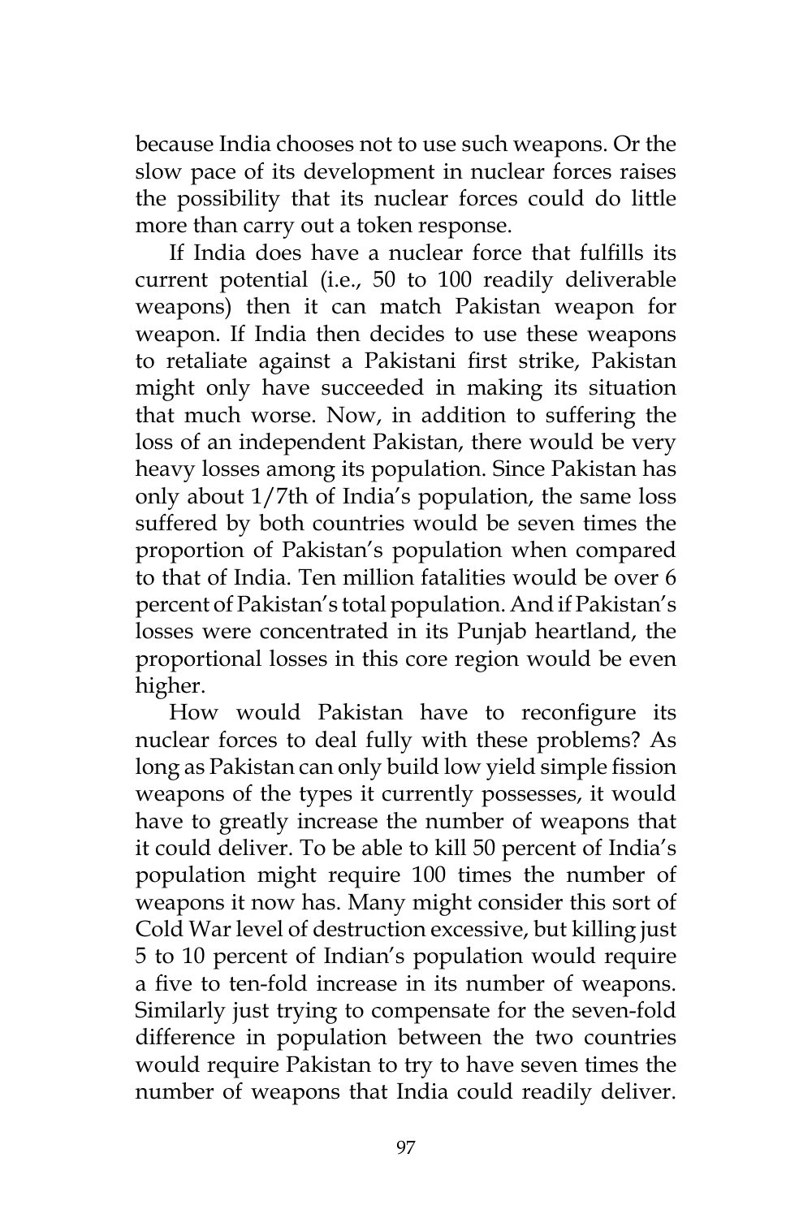because India chooses not to use such weapons. Or the slow pace of its development in nuclear forces raises the possibility that its nuclear forces could do little more than carry out a token response.

If India does have a nuclear force that fulfills its current potential (i.e., 50 to 100 readily deliverable weapons) then it can match Pakistan weapon for weapon. If India then decides to use these weapons to retaliate against a Pakistani first strike, Pakistan might only have succeeded in making its situation that much worse. Now, in addition to suffering the loss of an independent Pakistan, there would be very heavy losses among its population. Since Pakistan has only about 1/7th of India's population, the same loss suffered by both countries would be seven times the proportion of Pakistan's population when compared to that of India. Ten million fatalities would be over 6 percent of Pakistan's total population. And if Pakistan's losses were concentrated in its Punjab heartland, the proportional losses in this core region would be even higher.

How would Pakistan have to reconfigure its nuclear forces to deal fully with these problems? As long as Pakistan can only build low yield simple fission weapons of the types it currently possesses, it would have to greatly increase the number of weapons that it could deliver. To be able to kill 50 percent of India's population might require 100 times the number of weapons it now has. Many might consider this sort of Cold War level of destruction excessive, but killing just 5 to 10 percent of Indian's population would require a five to ten-fold increase in its number of weapons. Similarly just trying to compensate for the seven-fold difference in population between the two countries would require Pakistan to try to have seven times the number of weapons that India could readily deliver.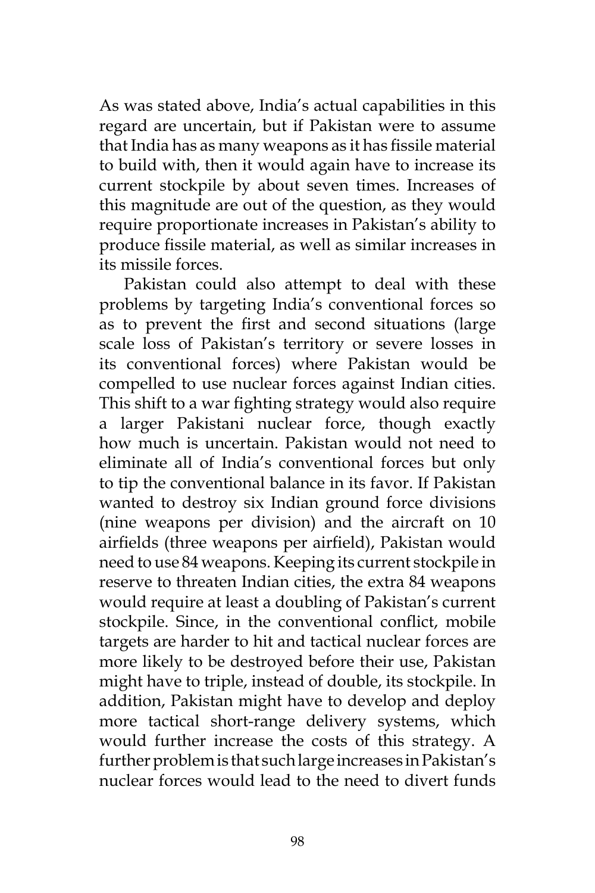As was stated above, India's actual capabilities in this regard are uncertain, but if Pakistan were to assume that India has as many weapons as it has fissile material to build with, then it would again have to increase its current stockpile by about seven times. Increases of this magnitude are out of the question, as they would require proportionate increases in Pakistan's ability to produce fissile material, as well as similar increases in its missile forces.

Pakistan could also attempt to deal with these problems by targeting India's conventional forces so as to prevent the first and second situations (large scale loss of Pakistan's territory or severe losses in its conventional forces) where Pakistan would be compelled to use nuclear forces against Indian cities. This shift to a war fighting strategy would also require a larger Pakistani nuclear force, though exactly how much is uncertain. Pakistan would not need to eliminate all of India's conventional forces but only to tip the conventional balance in its favor. If Pakistan wanted to destroy six Indian ground force divisions (nine weapons per division) and the aircraft on 10 airfields (three weapons per airfield), Pakistan would need to use 84 weapons. Keeping its current stockpile in reserve to threaten Indian cities, the extra 84 weapons would require at least a doubling of Pakistan's current stockpile. Since, in the conventional conflict, mobile targets are harder to hit and tactical nuclear forces are more likely to be destroyed before their use, Pakistan might have to triple, instead of double, its stockpile. In addition, Pakistan might have to develop and deploy more tactical short-range delivery systems, which would further increase the costs of this strategy. A further problem is that such large increases in Pakistan's nuclear forces would lead to the need to divert funds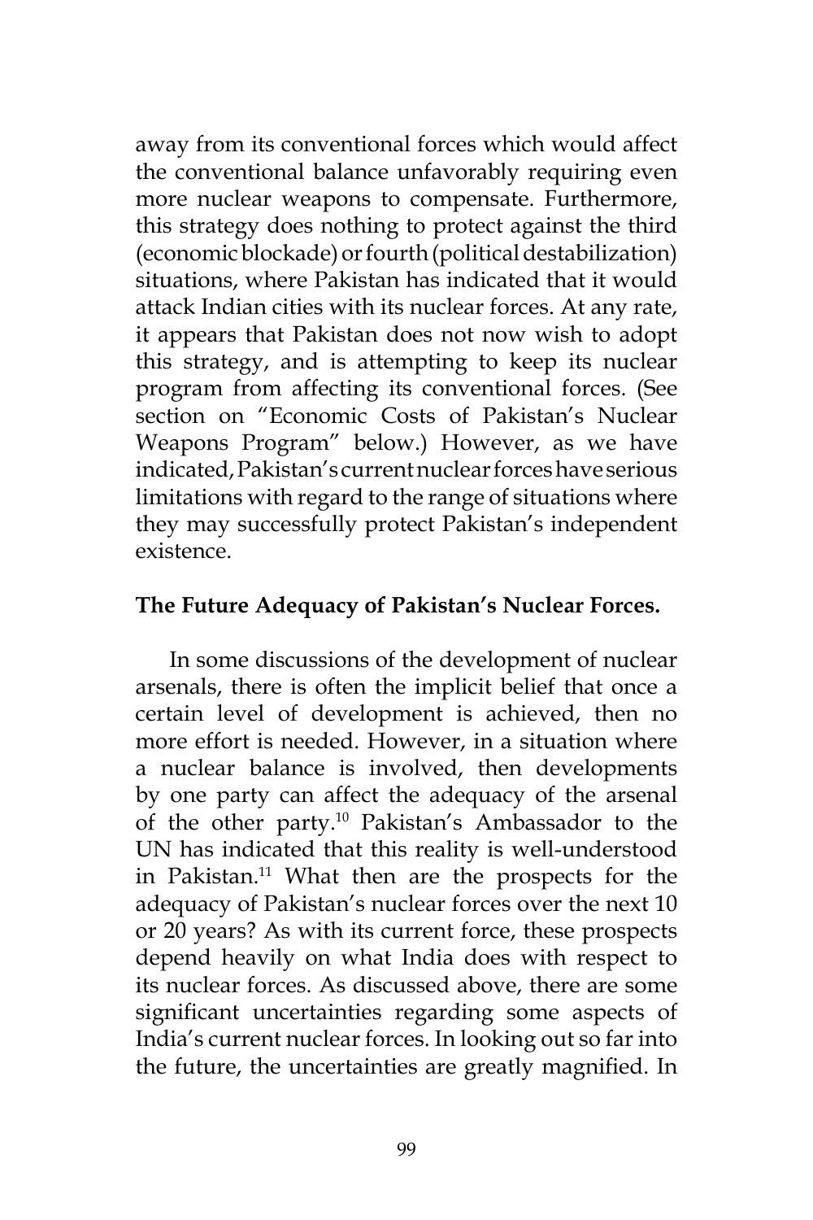away from its conventional forces which would affect the conventional balance unfavorably requiring even more nuclear weapons to compensate. Furthermore, this strategy does nothing to protect against the third (economic blockade) or fourth (political destabilization) situations, where Pakistan has indicated that it would attack Indian cities with its nuclear forces. At any rate, it appears that Pakistan does not now wish to adopt this strategy, and is attempting to keep its nuclear program from affecting its conventional forces. (See section on "Economic Costs of Pakistan's Nuclear Weapons Program" below.) However, as we have indicated, Pakistan's current nuclear forces have serious limitations with regard to the range of situations where they may successfully protect Pakistan's independent existence.

**The Future Adequacy of Pakistan's Nuclear Forces.**

In some discussions of the development of nuclear arsenals, there is often the implicit belief that once a certain level of development is achieved, then no more effort is needed. However, in a situation where a nuclear balance is involved, then developments by one party can affect the adequacy of the arsenal of the other party.[10] Pakistan's Ambassador to the UN has indicated that this reality is well-understood in Pakistan.[11] What then are the prospects for the adequacy of Pakistan's nuclear forces over the next 10 or 20 years? As with its current force, these prospects depend heavily on what India does with respect to its nuclear forces. As discussed above, there are some significant uncertainties regarding some aspects of India's current nuclear forces. In looking out so far into the future, the uncertainties are greatly magnified. In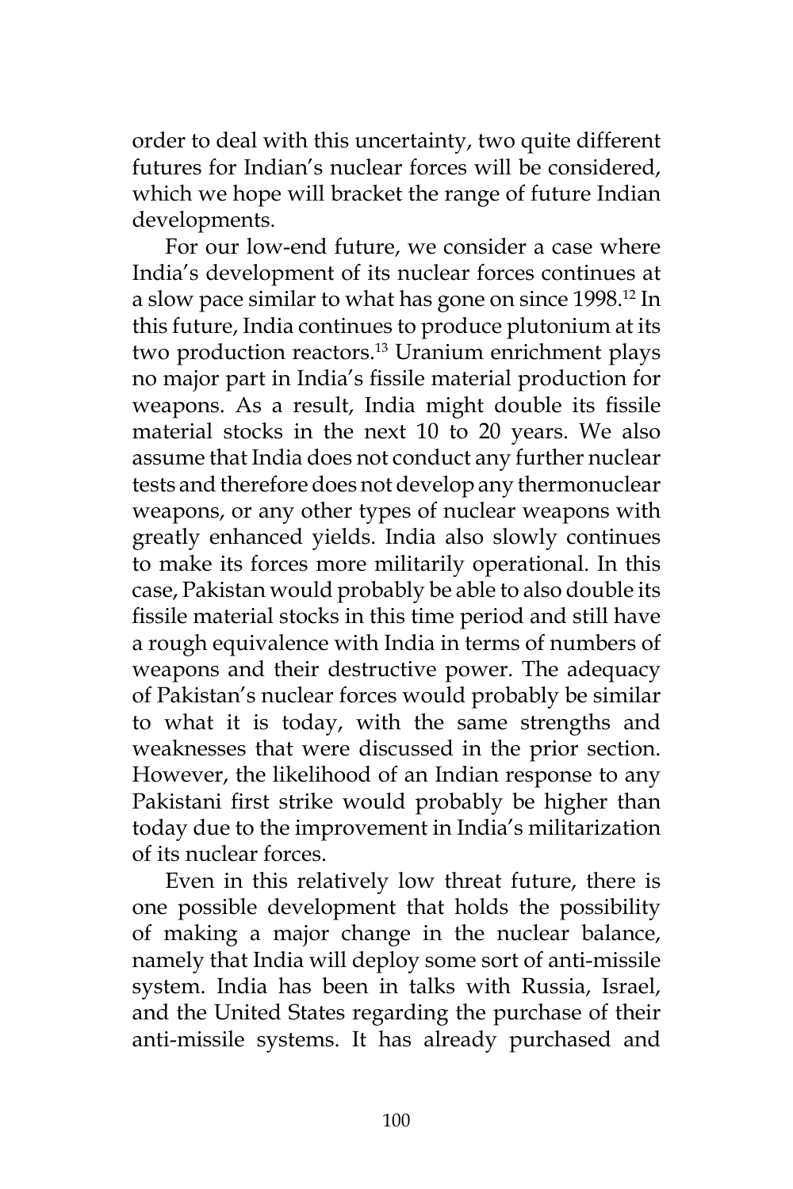order to deal with this uncertainty, two quite different futures for Indian's nuclear forces will be considered, which we hope will bracket the range of future Indian developments.

For our low-end future, we consider a case where India's development of its nuclear forces continues at a slow pace similar to what has gone on since 1998.[12] In this future, India continues to produce plutonium at its two production reactors.[13] Uranium enrichment plays no major part in India's fissile material production for weapons. As a result, India might double its fissile material stocks in the next 10 to 20 years. We also assume that India does not conduct any further nuclear tests and therefore does not develop any thermonuclear weapons, or any other types of nuclear weapons with greatly enhanced yields. India also slowly continues to make its forces more militarily operational. In this case, Pakistan would probably be able to also double its fissile material stocks in this time period and still have a rough equivalence with India in terms of numbers of weapons and their destructive power. The adequacy of Pakistan's nuclear forces would probably be similar to what it is today, with the same strengths and weaknesses that were discussed in the prior section. However, the likelihood of an Indian response to any Pakistani first strike would probably be higher than today due to the improvement in India's militarization of its nuclear forces.

Even in this relatively low threat future, there is one possible development that holds the possibility of making a major change in the nuclear balance, namely that India will deploy some sort of anti-missile system. India has been in talks with Russia, Israel, and the United States regarding the purchase of their anti-missile systems. It has already purchased and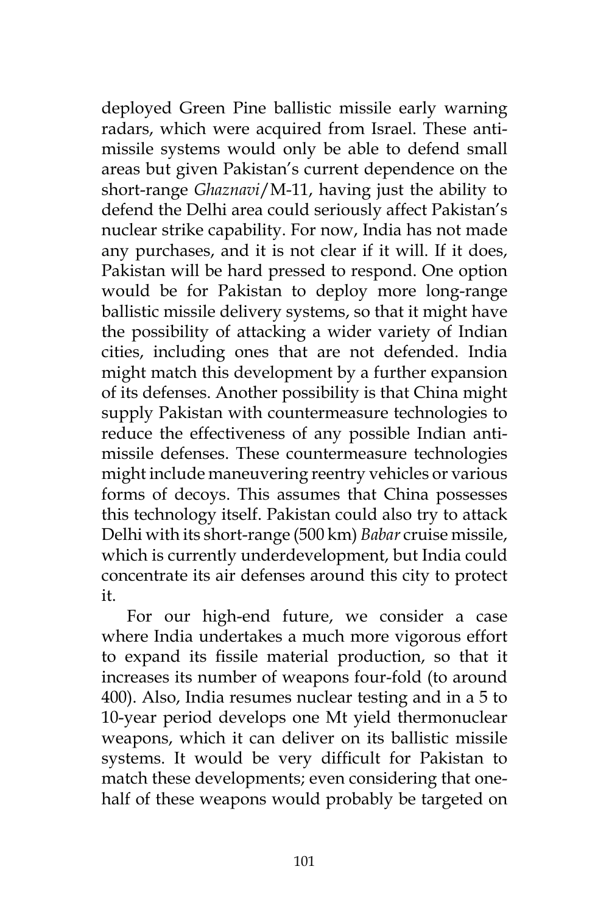deployed Green Pine ballistic missile early warning radars, which were acquired from Israel. These anti-missile systems would only be able to defend small areas but given Pakistan's current dependence on the short-range *Ghaznavi*/M-11, having just the ability to defend the Delhi area could seriously affect Pakistan's nuclear strike capability. For now, India has not made any purchases, and it is not clear if it will. If it does, Pakistan will be hard pressed to respond. One option would be for Pakistan to deploy more long-range ballistic missile delivery systems, so that it might have the possibility of attacking a wider variety of Indian cities, including ones that are not defended. India might match this development by a further expansion of its defenses. Another possibility is that China might supply Pakistan with countermeasure technologies to reduce the effectiveness of any possible Indian anti-missile defenses. These countermeasure technologies might include maneuvering reentry vehicles or various forms of decoys. This assumes that China possesses this technology itself. Pakistan could also try to attack Delhi with its short-range (500 km) *Babar* cruise missile, which is currently underdevelopment, but India could concentrate its air defenses around this city to protect it.

For our high-end future, we consider a case where India undertakes a much more vigorous effort to expand its fissile material production, so that it increases its number of weapons four-fold (to around 400). Also, India resumes nuclear testing and in a 5 to 10-year period develops one Mt yield thermonuclear weapons, which it can deliver on its ballistic missile systems. It would be very difficult for Pakistan to match these developments; even considering that one-half of these weapons would probably be targeted on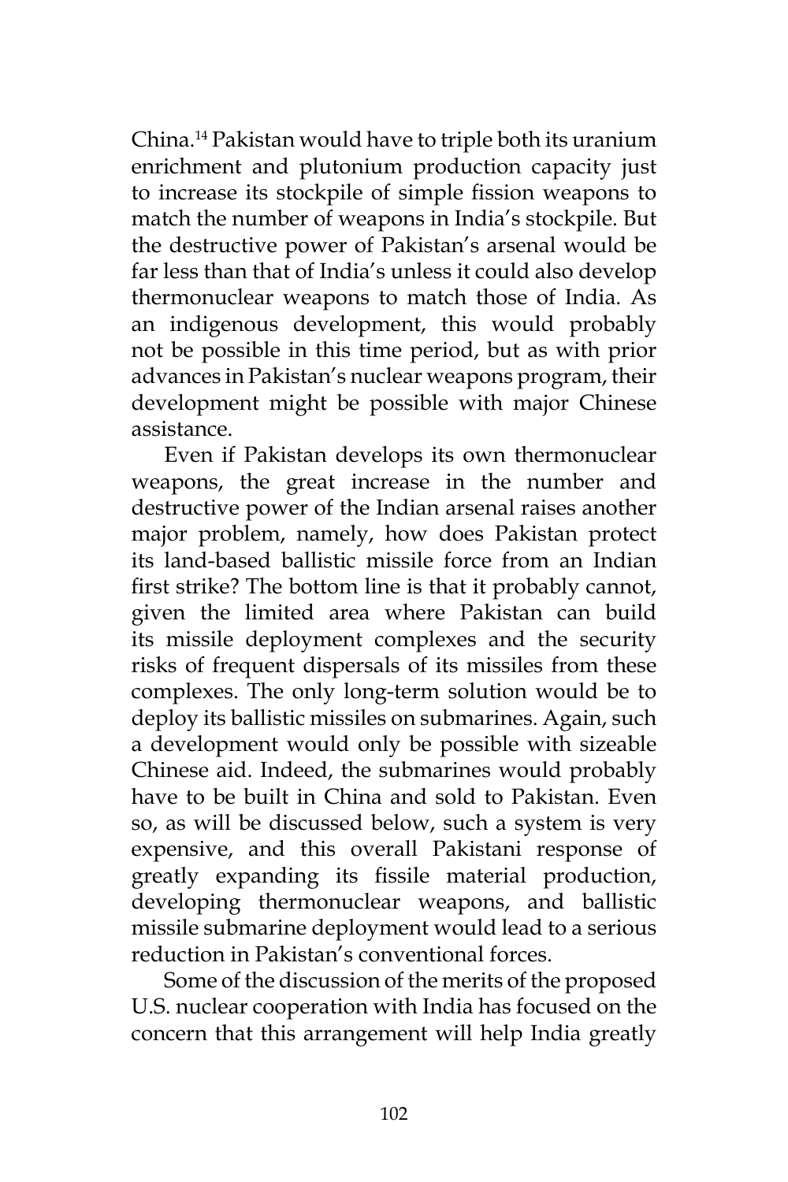China.[14] Pakistan would have to triple both its uranium enrichment and plutonium production capacity just to increase its stockpile of simple fission weapons to match the number of weapons in India's stockpile. But the destructive power of Pakistan's arsenal would be far less than that of India's unless it could also develop thermonuclear weapons to match those of India. As an indigenous development, this would probably not be possible in this time period, but as with prior advances in Pakistan's nuclear weapons program, their development might be possible with major Chinese assistance.

Even if Pakistan develops its own thermonuclear weapons, the great increase in the number and destructive power of the Indian arsenal raises another major problem, namely, how does Pakistan protect its land-based ballistic missile force from an Indian first strike? The bottom line is that it probably cannot, given the limited area where Pakistan can build its missile deployment complexes and the security risks of frequent dispersals of its missiles from these complexes. The only long-term solution would be to deploy its ballistic missiles on submarines. Again, such a development would only be possible with sizeable Chinese aid. Indeed, the submarines would probably have to be built in China and sold to Pakistan. Even so, as will be discussed below, such a system is very expensive, and this overall Pakistani response of greatly expanding its fissile material production, developing thermonuclear weapons, and ballistic missile submarine deployment would lead to a serious reduction in Pakistan's conventional forces.

Some of the discussion of the merits of the proposed U.S. nuclear cooperation with India has focused on the concern that this arrangement will help India greatly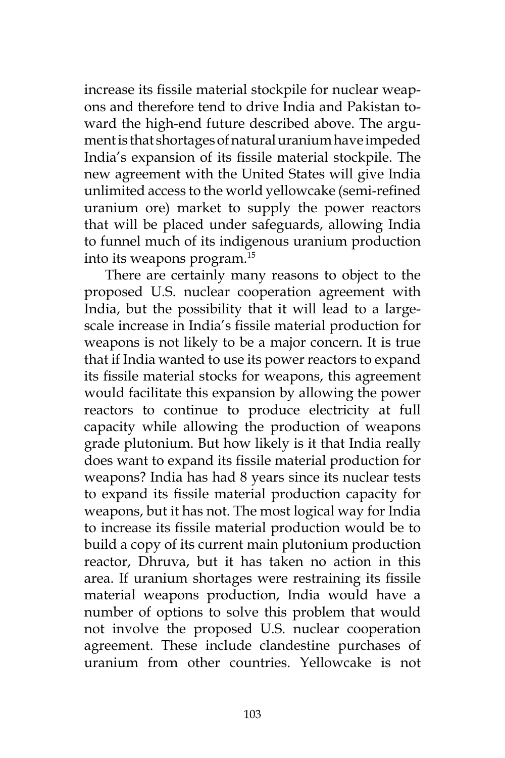increase its fissile material stockpile for nuclear weapons and therefore tend to drive India and Pakistan toward the high-end future described above. The argument is that shortages of natural uranium have impeded India's expansion of its fissile material stockpile. The new agreement with the United States will give India unlimited access to the world yellowcake (semi-refined uranium ore) market to supply the power reactors that will be placed under safeguards, allowing India to funnel much of its indigenous uranium production into its weapons program.[15]

There are certainly many reasons to object to the proposed U.S. nuclear cooperation agreement with India, but the possibility that it will lead to a large-scale increase in India's fissile material production for weapons is not likely to be a major concern. It is true that if India wanted to use its power reactors to expand its fissile material stocks for weapons, this agreement would facilitate this expansion by allowing the power reactors to continue to produce electricity at full capacity while allowing the production of weapons grade plutonium. But how likely is it that India really does want to expand its fissile material production for weapons? India has had 8 years since its nuclear tests to expand its fissile material production capacity for weapons, but it has not. The most logical way for India to increase its fissile material production would be to build a copy of its current main plutonium production reactor, Dhruva, but it has taken no action in this area. If uranium shortages were restraining its fissile material weapons production, India would have a number of options to solve this problem that would not involve the proposed U.S. nuclear cooperation agreement. These include clandestine purchases of uranium from other countries. Yellowcake is not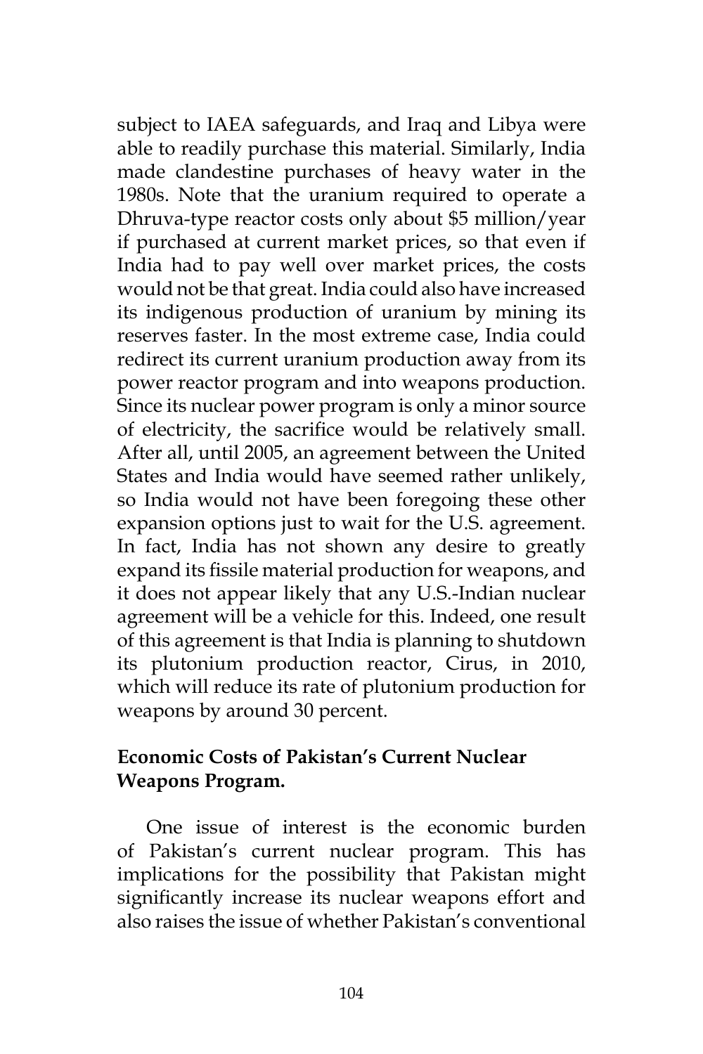subject to IAEA safeguards, and Iraq and Libya were able to readily purchase this material. Similarly, India made clandestine purchases of heavy water in the 1980s. Note that the uranium required to operate a Dhruva-type reactor costs only about $5 million/year if purchased at current market prices, so that even if India had to pay well over market prices, the costs would not be that great. India could also have increased its indigenous production of uranium by mining its reserves faster. In the most extreme case, India could redirect its current uranium production away from its power reactor program and into weapons production. Since its nuclear power program is only a minor source of electricity, the sacrifice would be relatively small. After all, until 2005, an agreement between the United States and India would have seemed rather unlikely, so India would not have been foregoing these other expansion options just to wait for the U.S. agreement. In fact, India has not shown any desire to greatly expand its fissile material production for weapons, and it does not appear likely that any U.S.-Indian nuclear agreement will be a vehicle for this. Indeed, one result of this agreement is that India is planning to shutdown its plutonium production reactor, Cirus, in 2010, which will reduce its rate of plutonium production for weapons by around 30 percent.

### Economic Costs of Pakistan's Current Nuclear Weapons Program.

One issue of interest is the economic burden of Pakistan's current nuclear program. This has implications for the possibility that Pakistan might significantly increase its nuclear weapons effort and also raises the issue of whether Pakistan's conventional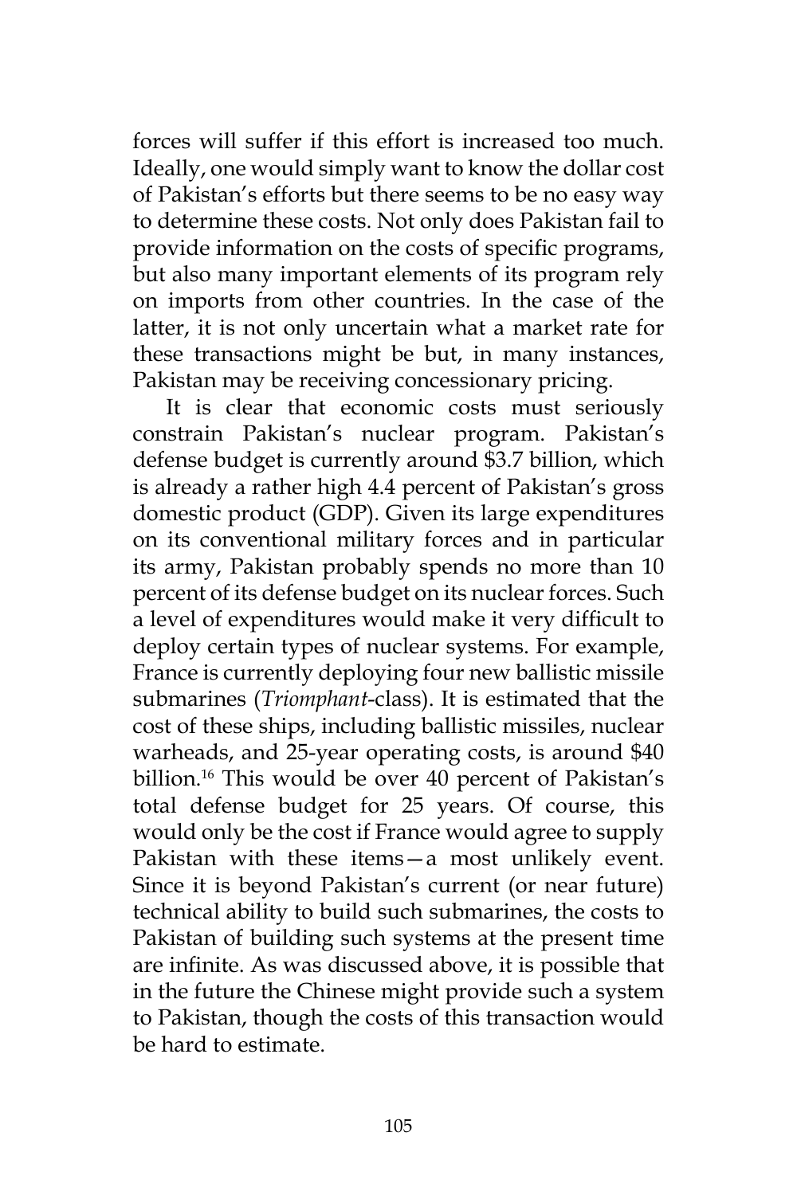forces will suffer if this effort is increased too much. Ideally, one would simply want to know the dollar cost of Pakistan's efforts but there seems to be no easy way to determine these costs. Not only does Pakistan fail to provide information on the costs of specific programs, but also many important elements of its program rely on imports from other countries. In the case of the latter, it is not only uncertain what a market rate for these transactions might be but, in many instances, Pakistan may be receiving concessionary pricing.

It is clear that economic costs must seriously constrain Pakistan's nuclear program. Pakistan's defense budget is currently around $3.7 billion, which is already a rather high 4.4 percent of Pakistan's gross domestic product (GDP). Given its large expenditures on its conventional military forces and in particular its army, Pakistan probably spends no more than 10 percent of its defense budget on its nuclear forces. Such a level of expenditures would make it very difficult to deploy certain types of nuclear systems. For example, France is currently deploying four new ballistic missile submarines (*Triomphant*-class). It is estimated that the cost of these ships, including ballistic missiles, nuclear warheads, and 25-year operating costs, is around $40 billion.[16] This would be over 40 percent of Pakistan's total defense budget for 25 years. Of course, this would only be the cost if France would agree to supply Pakistan with these items—a most unlikely event. Since it is beyond Pakistan's current (or near future) technical ability to build such submarines, the costs to Pakistan of building such systems at the present time are infinite. As was discussed above, it is possible that in the future the Chinese might provide such a system to Pakistan, though the costs of this transaction would be hard to estimate.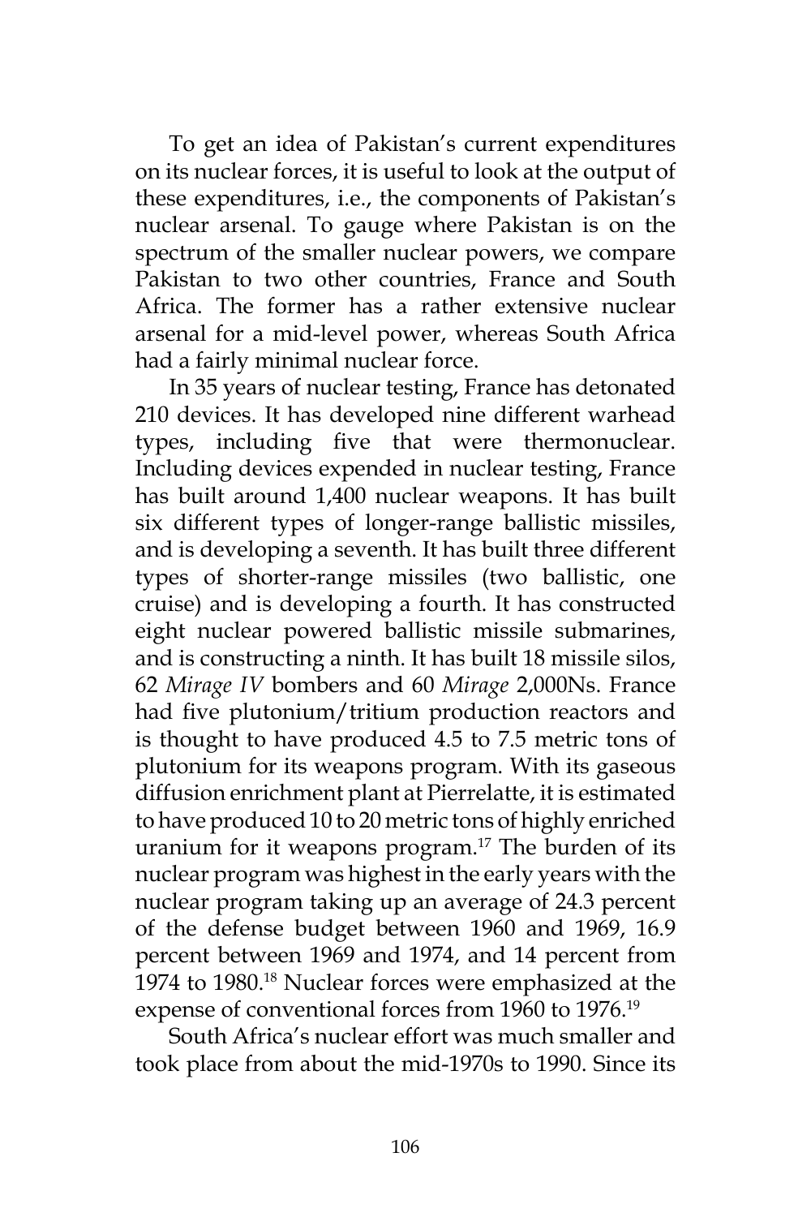To get an idea of Pakistan's current expenditures on its nuclear forces, it is useful to look at the output of these expenditures, i.e., the components of Pakistan's nuclear arsenal. To gauge where Pakistan is on the spectrum of the smaller nuclear powers, we compare Pakistan to two other countries, France and South Africa. The former has a rather extensive nuclear arsenal for a mid-level power, whereas South Africa had a fairly minimal nuclear force.

In 35 years of nuclear testing, France has detonated 210 devices. It has developed nine different warhead types, including five that were thermonuclear. Including devices expended in nuclear testing, France has built around 1,400 nuclear weapons. It has built six different types of longer-range ballistic missiles, and is developing a seventh. It has built three different types of shorter-range missiles (two ballistic, one cruise) and is developing a fourth. It has constructed eight nuclear powered ballistic missile submarines, and is constructing a ninth. It has built 18 missile silos, 62 *Mirage IV* bombers and 60 *Mirage* 2,000Ns. France had five plutonium/tritium production reactors and is thought to have produced 4.5 to 7.5 metric tons of plutonium for its weapons program. With its gaseous diffusion enrichment plant at Pierrelatte, it is estimated to have produced 10 to 20 metric tons of highly enriched uranium for it weapons program.[17] The burden of its nuclear program was highest in the early years with the nuclear program taking up an average of 24.3 percent of the defense budget between 1960 and 1969, 16.9 percent between 1969 and 1974, and 14 percent from 1974 to 1980.[18] Nuclear forces were emphasized at the expense of conventional forces from 1960 to 1976.[19]

South Africa's nuclear effort was much smaller and took place from about the mid-1970s to 1990. Since its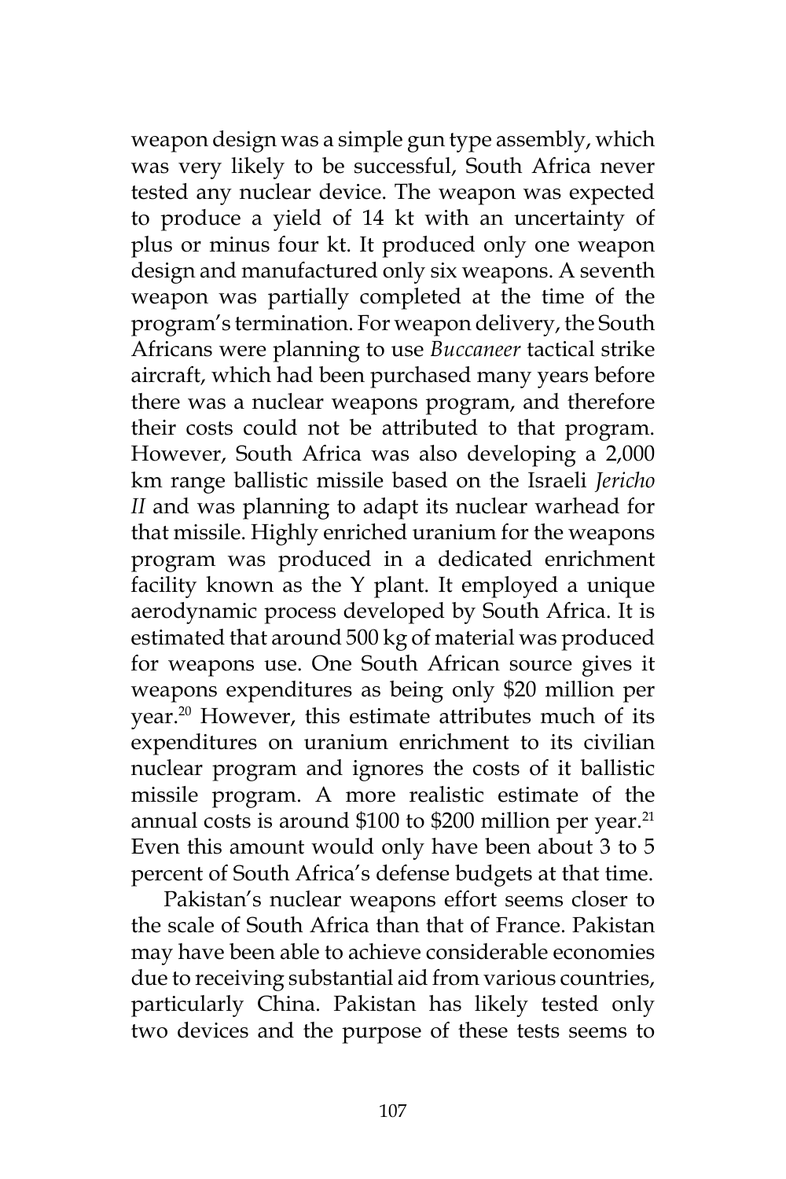weapon design was a simple gun type assembly, which was very likely to be successful, South Africa never tested any nuclear device. The weapon was expected to produce a yield of 14 kt with an uncertainty of plus or minus four kt. It produced only one weapon design and manufactured only six weapons. A seventh weapon was partially completed at the time of the program's termination. For weapon delivery, the South Africans were planning to use *Buccaneer* tactical strike aircraft, which had been purchased many years before there was a nuclear weapons program, and therefore their costs could not be attributed to that program. However, South Africa was also developing a 2,000 km range ballistic missile based on the Israeli *Jericho II* and was planning to adapt its nuclear warhead for that missile. Highly enriched uranium for the weapons program was produced in a dedicated enrichment facility known as the Y plant. It employed a unique aerodynamic process developed by South Africa. It is estimated that around 500 kg of material was produced for weapons use. One South African source gives it weapons expenditures as being only $20 million per year.[20] However, this estimate attributes much of its expenditures on uranium enrichment to its civilian nuclear program and ignores the costs of it ballistic missile program. A more realistic estimate of the annual costs is around $100 to $200 million per year.[21] Even this amount would only have been about 3 to 5 percent of South Africa's defense budgets at that time.

Pakistan's nuclear weapons effort seems closer to the scale of South Africa than that of France. Pakistan may have been able to achieve considerable economies due to receiving substantial aid from various countries, particularly China. Pakistan has likely tested only two devices and the purpose of these tests seems to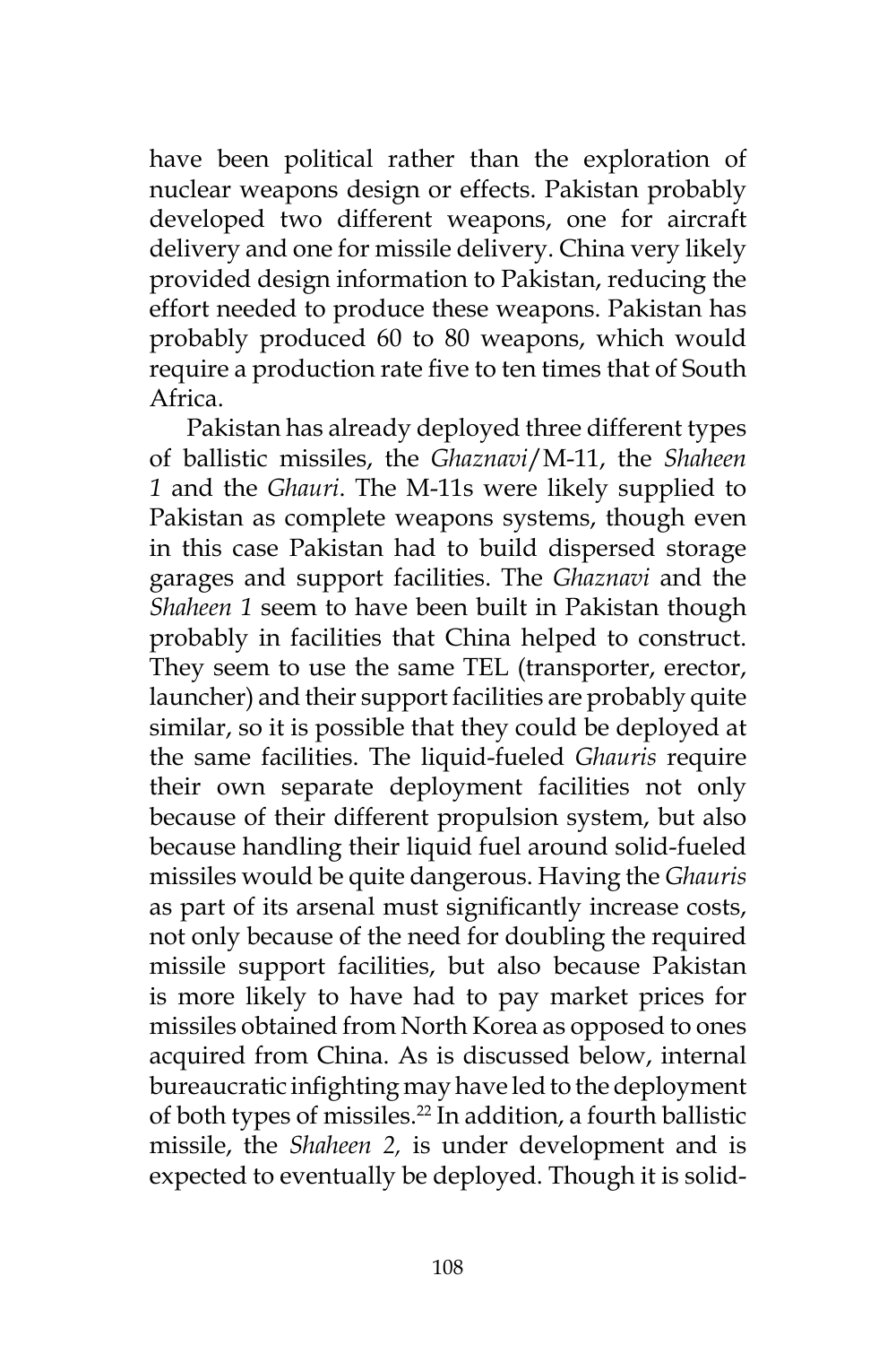have been political rather than the exploration of nuclear weapons design or effects. Pakistan probably developed two different weapons, one for aircraft delivery and one for missile delivery. China very likely provided design information to Pakistan, reducing the effort needed to produce these weapons. Pakistan has probably produced 60 to 80 weapons, which would require a production rate five to ten times that of South Africa.

Pakistan has already deployed three different types of ballistic missiles, the *Ghaznavi*/M-11, the *Shaheen 1* and the *Ghauri*. The M-11s were likely supplied to Pakistan as complete weapons systems, though even in this case Pakistan had to build dispersed storage garages and support facilities. The *Ghaznavi* and the *Shaheen 1* seem to have been built in Pakistan though probably in facilities that China helped to construct. They seem to use the same TEL (transporter, erector, launcher) and their support facilities are probably quite similar, so it is possible that they could be deployed at the same facilities. The liquid-fueled *Ghauris* require their own separate deployment facilities not only because of their different propulsion system, but also because handling their liquid fuel around solid-fueled missiles would be quite dangerous. Having the *Ghauris* as part of its arsenal must significantly increase costs, not only because of the need for doubling the required missile support facilities, but also because Pakistan is more likely to have had to pay market prices for missiles obtained from North Korea as opposed to ones acquired from China. As is discussed below, internal bureaucratic infighting may have led to the deployment of both types of missiles.[22] In addition, a fourth ballistic missile, the *Shaheen 2*, is under development and is expected to eventually be deployed. Though it is solid-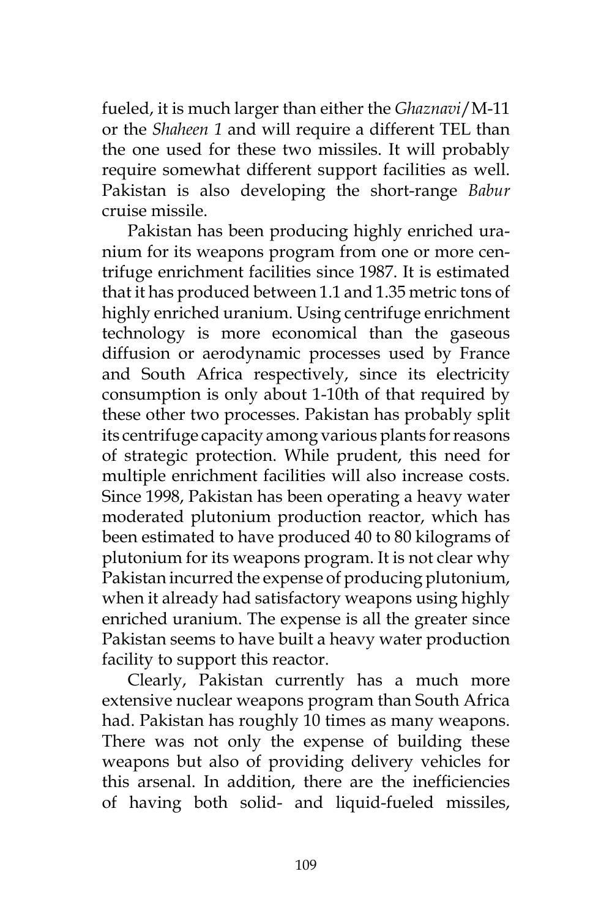fueled, it is much larger than either the *Ghaznavi*/M-11 or the *Shaheen 1* and will require a different TEL than the one used for these two missiles. It will probably require somewhat different support facilities as well. Pakistan is also developing the short-range *Babur* cruise missile.

Pakistan has been producing highly enriched uranium for its weapons program from one or more centrifuge enrichment facilities since 1987. It is estimated that it has produced between 1.1 and 1.35 metric tons of highly enriched uranium. Using centrifuge enrichment technology is more economical than the gaseous diffusion or aerodynamic processes used by France and South Africa respectively, since its electricity consumption is only about 1-10th of that required by these other two processes. Pakistan has probably split its centrifuge capacity among various plants for reasons of strategic protection. While prudent, this need for multiple enrichment facilities will also increase costs. Since 1998, Pakistan has been operating a heavy water moderated plutonium production reactor, which has been estimated to have produced 40 to 80 kilograms of plutonium for its weapons program. It is not clear why Pakistan incurred the expense of producing plutonium, when it already had satisfactory weapons using highly enriched uranium. The expense is all the greater since Pakistan seems to have built a heavy water production facility to support this reactor.

Clearly, Pakistan currently has a much more extensive nuclear weapons program than South Africa had. Pakistan has roughly 10 times as many weapons. There was not only the expense of building these weapons but also of providing delivery vehicles for this arsenal. In addition, there are the inefficiencies of having both solid- and liquid-fueled missiles,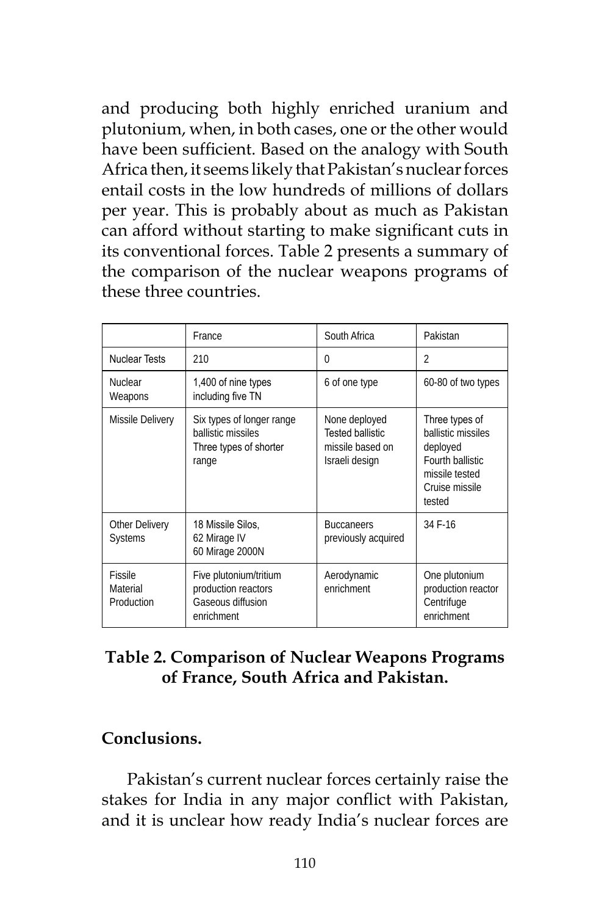and producing both highly enriched uranium and plutonium, when, in both cases, one or the other would have been sufficient. Based on the analogy with South Africa then, it seems likely that Pakistan's nuclear forces entail costs in the low hundreds of millions of dollars per year. This is probably about as much as Pakistan can afford without starting to make significant cuts in its conventional forces. Table 2 presents a summary of the comparison of the nuclear weapons programs of these three countries.

| | France | South Africa | Pakistan |
|---|---|---|---|
| Nuclear Tests | 210 | 0 | 2 |
| Nuclear Weapons | 1,400 of nine types including five TN | 6 of one type | 60-80 of two types |
| Missile Delivery | Six types of longer range ballistic missiles Three types of shorter range | None deployed Tested ballistic missile based on Israeli design | Three types of ballistic missiles deployed Fourth ballistic missile tested Cruise missile tested |
| Other Delivery Systems | 18 Missile Silos, 62 Mirage IV 60 Mirage 2000N | Buccaneers previously acquired | 34 F-16 |
| Fissile Material Production | Five plutonium/tritium production reactors Gaseous diffusion enrichment | Aerodynamic enrichment | One plutonium production reactor Centrifuge enrichment |

**Table 2. Comparison of Nuclear Weapons Programs of France, South Africa and Pakistan.**

## Conclusions.

Pakistan's current nuclear forces certainly raise the stakes for India in any major conflict with Pakistan, and it is unclear how ready India's nuclear forces are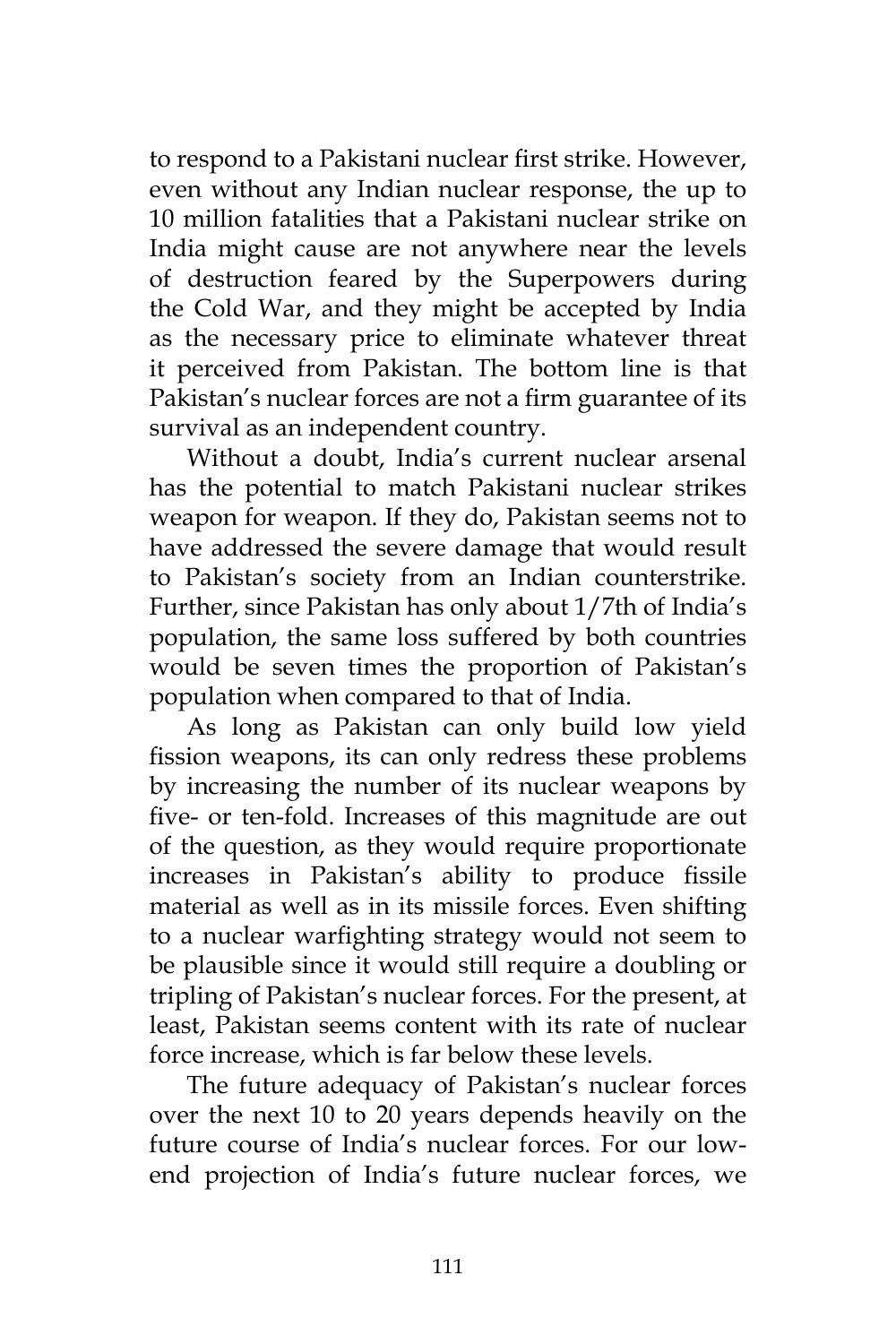to respond to a Pakistani nuclear first strike. However, even without any Indian nuclear response, the up to 10 million fatalities that a Pakistani nuclear strike on India might cause are not anywhere near the levels of destruction feared by the Superpowers during the Cold War, and they might be accepted by India as the necessary price to eliminate whatever threat it perceived from Pakistan. The bottom line is that Pakistan's nuclear forces are not a firm guarantee of its survival as an independent country.

Without a doubt, India's current nuclear arsenal has the potential to match Pakistani nuclear strikes weapon for weapon. If they do, Pakistan seems not to have addressed the severe damage that would result to Pakistan's society from an Indian counterstrike. Further, since Pakistan has only about 1/7th of India's population, the same loss suffered by both countries would be seven times the proportion of Pakistan's population when compared to that of India.

As long as Pakistan can only build low yield fission weapons, its can only redress these problems by increasing the number of its nuclear weapons by five- or ten-fold. Increases of this magnitude are out of the question, as they would require proportionate increases in Pakistan's ability to produce fissile material as well as in its missile forces. Even shifting to a nuclear warfighting strategy would not seem to be plausible since it would still require a doubling or tripling of Pakistan's nuclear forces. For the present, at least, Pakistan seems content with its rate of nuclear force increase, which is far below these levels.

The future adequacy of Pakistan's nuclear forces over the next 10 to 20 years depends heavily on the future course of India's nuclear forces. For our low-end projection of India's future nuclear forces, we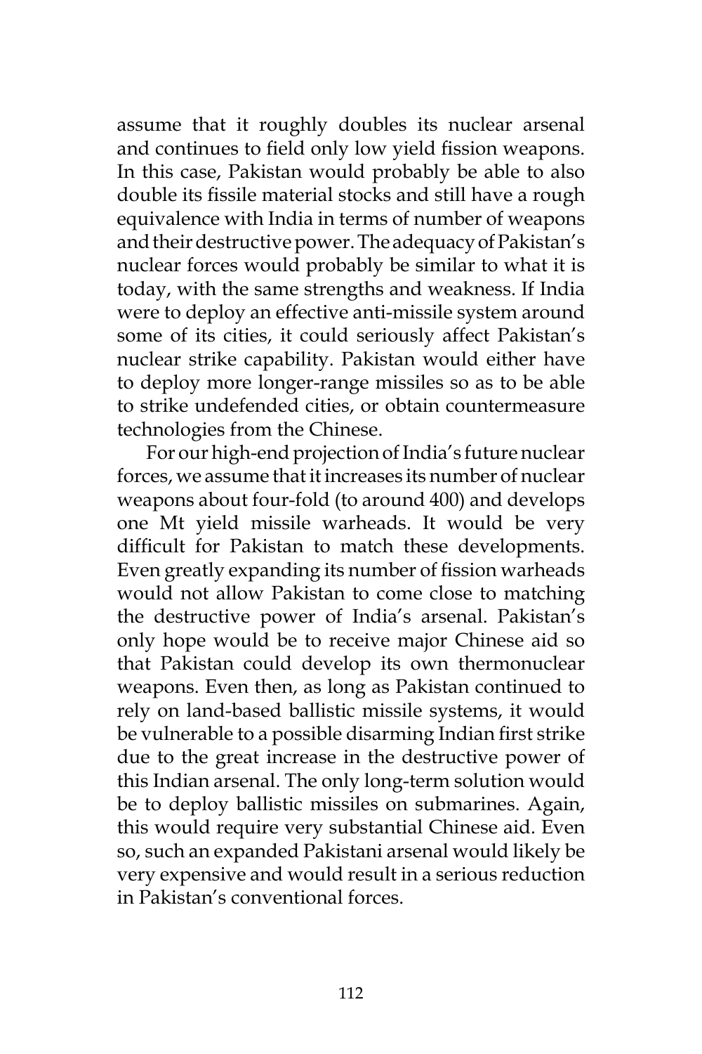assume that it roughly doubles its nuclear arsenal and continues to field only low yield fission weapons. In this case, Pakistan would probably be able to also double its fissile material stocks and still have a rough equivalence with India in terms of number of weapons and their destructive power. The adequacy of Pakistan's nuclear forces would probably be similar to what it is today, with the same strengths and weakness. If India were to deploy an effective anti-missile system around some of its cities, it could seriously affect Pakistan's nuclear strike capability. Pakistan would either have to deploy more longer-range missiles so as to be able to strike undefended cities, or obtain countermeasure technologies from the Chinese.

For our high-end projection of India's future nuclear forces, we assume that it increases its number of nuclear weapons about four-fold (to around 400) and develops one Mt yield missile warheads. It would be very difficult for Pakistan to match these developments. Even greatly expanding its number of fission warheads would not allow Pakistan to come close to matching the destructive power of India's arsenal. Pakistan's only hope would be to receive major Chinese aid so that Pakistan could develop its own thermonuclear weapons. Even then, as long as Pakistan continued to rely on land-based ballistic missile systems, it would be vulnerable to a possible disarming Indian first strike due to the great increase in the destructive power of this Indian arsenal. The only long-term solution would be to deploy ballistic missiles on submarines. Again, this would require very substantial Chinese aid. Even so, such an expanded Pakistani arsenal would likely be very expensive and would result in a serious reduction in Pakistan's conventional forces.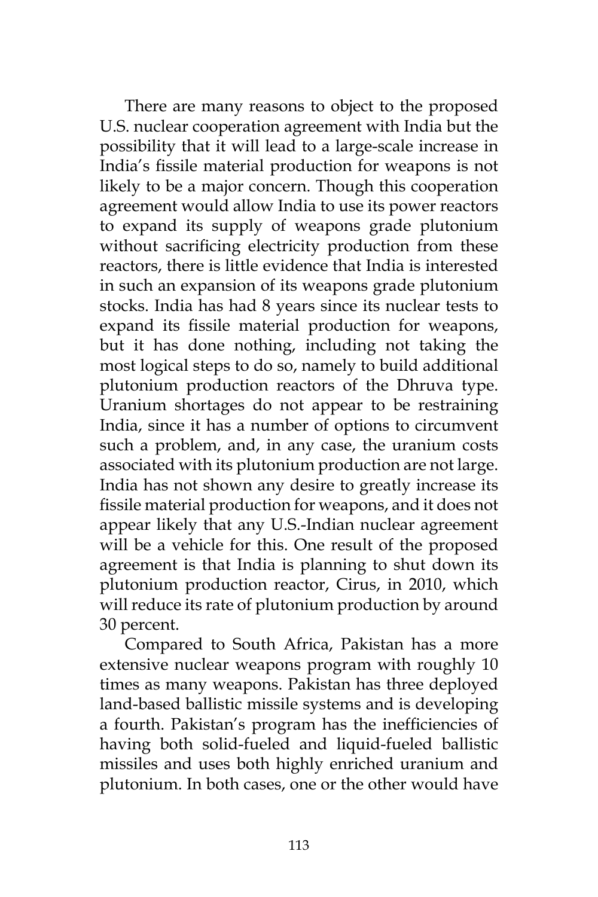There are many reasons to object to the proposed U.S. nuclear cooperation agreement with India but the possibility that it will lead to a large-scale increase in India's fissile material production for weapons is not likely to be a major concern. Though this cooperation agreement would allow India to use its power reactors to expand its supply of weapons grade plutonium without sacrificing electricity production from these reactors, there is little evidence that India is interested in such an expansion of its weapons grade plutonium stocks. India has had 8 years since its nuclear tests to expand its fissile material production for weapons, but it has done nothing, including not taking the most logical steps to do so, namely to build additional plutonium production reactors of the Dhruva type. Uranium shortages do not appear to be restraining India, since it has a number of options to circumvent such a problem, and, in any case, the uranium costs associated with its plutonium production are not large. India has not shown any desire to greatly increase its fissile material production for weapons, and it does not appear likely that any U.S.-Indian nuclear agreement will be a vehicle for this. One result of the proposed agreement is that India is planning to shut down its plutonium production reactor, Cirus, in 2010, which will reduce its rate of plutonium production by around 30 percent.

Compared to South Africa, Pakistan has a more extensive nuclear weapons program with roughly 10 times as many weapons. Pakistan has three deployed land-based ballistic missile systems and is developing a fourth. Pakistan's program has the inefficiencies of having both solid-fueled and liquid-fueled ballistic missiles and uses both highly enriched uranium and plutonium. In both cases, one or the other would have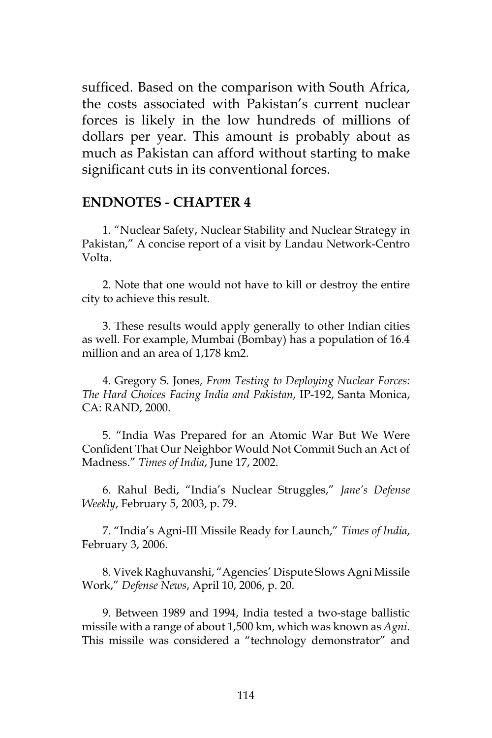sufficed. Based on the comparison with South Africa, the costs associated with Pakistan's current nuclear forces is likely in the low hundreds of millions of dollars per year. This amount is probably about as much as Pakistan can afford without starting to make significant cuts in its conventional forces.

## ENDNOTES - CHAPTER 4

1. "Nuclear Safety, Nuclear Stability and Nuclear Strategy in Pakistan," A concise report of a visit by Landau Network-Centro Volta.

2. Note that one would not have to kill or destroy the entire city to achieve this result.

3. These results would apply generally to other Indian cities as well. For example, Mumbai (Bombay) has a population of 16.4 million and an area of 1,178 km2.

4. Gregory S. Jones, *From Testing to Deploying Nuclear Forces: The Hard Choices Facing India and Pakistan*, IP-192, Santa Monica, CA: RAND, 2000.

5. "India Was Prepared for an Atomic War But We Were Confident That Our Neighbor Would Not Commit Such an Act of Madness." *Times of India*, June 17, 2002.

6. Rahul Bedi, "India's Nuclear Struggles," *Jane's Defense Weekly*, February 5, 2003, p. 79.

7. "India's Agni-III Missile Ready for Launch," *Times of India*, February 3, 2006.

8. Vivek Raghuvanshi, "Agencies' Dispute Slows Agni Missile Work," *Defense News*, April 10, 2006, p. 20.

9. Between 1989 and 1994, India tested a two-stage ballistic missile with a range of about 1,500 km, which was known as *Agni*. This missile was considered a "technology demonstrator" and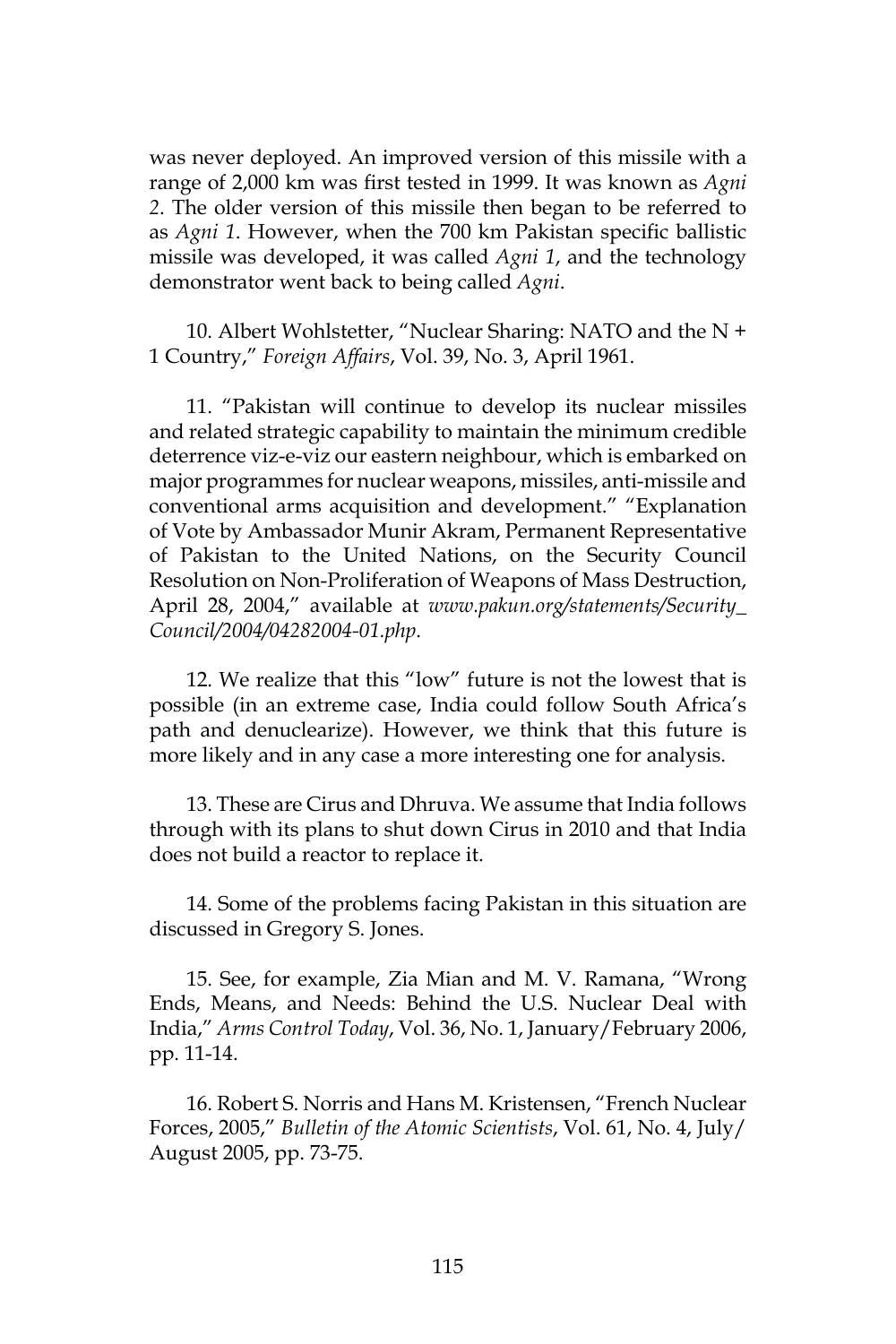was never deployed. An improved version of this missile with a range of 2,000 km was first tested in 1999. It was known as *Agni 2*. The older version of this missile then began to be referred to as *Agni 1*. However, when the 700 km Pakistan specific ballistic missile was developed, it was called *Agni 1*, and the technology demonstrator went back to being called *Agni*.

10. Albert Wohlstetter, "Nuclear Sharing: NATO and the N + 1 Country," *Foreign Affairs*, Vol. 39, No. 3, April 1961.

11. "Pakistan will continue to develop its nuclear missiles and related strategic capability to maintain the minimum credible deterrence viz-e-viz our eastern neighbour, which is embarked on major programmes for nuclear weapons, missiles, anti-missile and conventional arms acquisition and development." "Explanation of Vote by Ambassador Munir Akram, Permanent Representative of Pakistan to the United Nations, on the Security Council Resolution on Non-Proliferation of Weapons of Mass Destruction, April 28, 2004," available at *www.pakun.org/statements/Security_Council/2004/04282004-01.php*.

12. We realize that this "low" future is not the lowest that is possible (in an extreme case, India could follow South Africa's path and denuclearize). However, we think that this future is more likely and in any case a more interesting one for analysis.

13. These are Cirus and Dhruva. We assume that India follows through with its plans to shut down Cirus in 2010 and that India does not build a reactor to replace it.

14. Some of the problems facing Pakistan in this situation are discussed in Gregory S. Jones.

15. See, for example, Zia Mian and M. V. Ramana, "Wrong Ends, Means, and Needs: Behind the U.S. Nuclear Deal with India," *Arms Control Today*, Vol. 36, No. 1, January/February 2006, pp. 11-14.

16. Robert S. Norris and Hans M. Kristensen, "French Nuclear Forces, 2005," *Bulletin of the Atomic Scientists*, Vol. 61, No. 4, July/August 2005, pp. 73-75.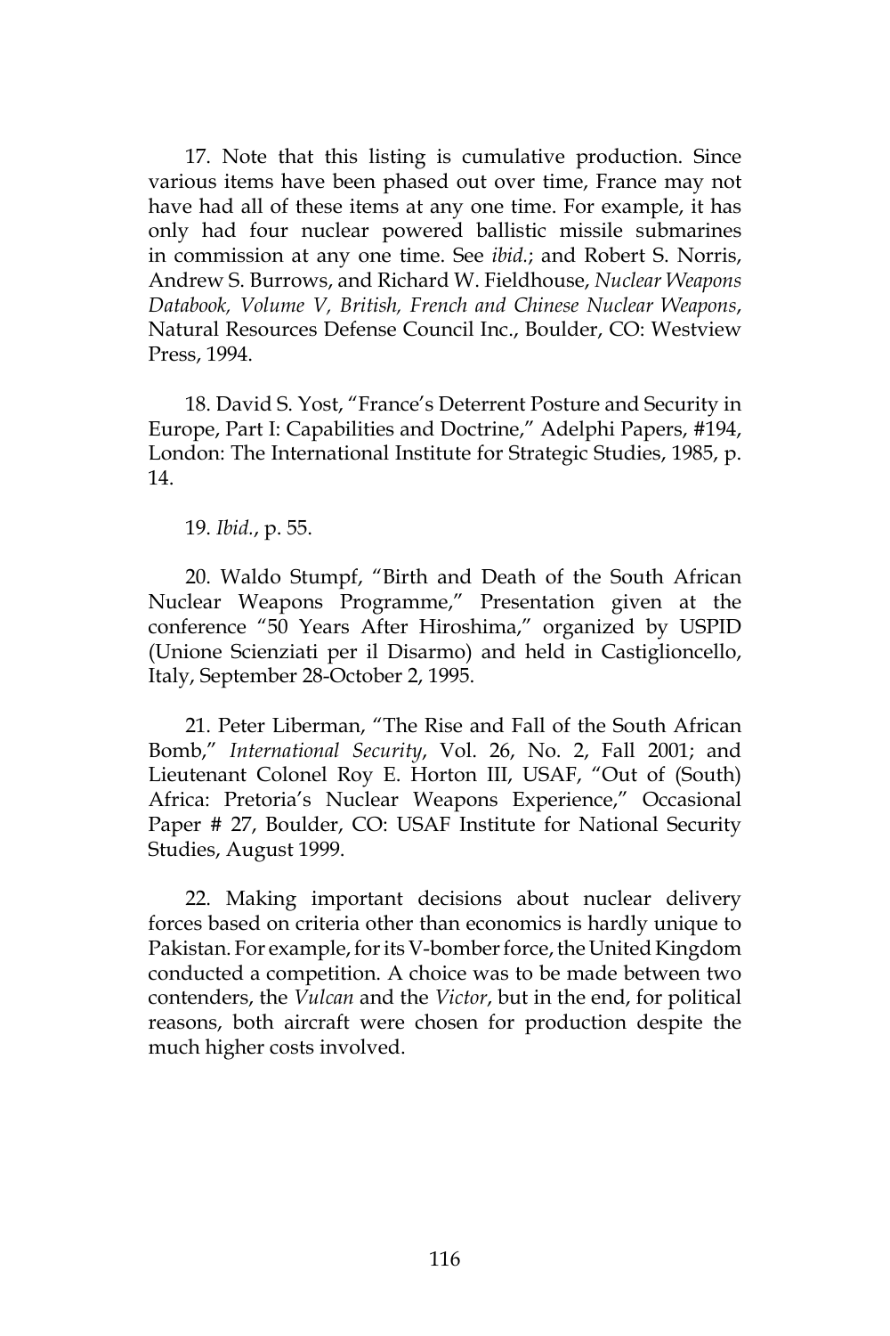17. Note that this listing is cumulative production. Since various items have been phased out over time, France may not have had all of these items at any one time. For example, it has only had four nuclear powered ballistic missile submarines in commission at any one time. See *ibid.*; and Robert S. Norris, Andrew S. Burrows, and Richard W. Fieldhouse, *Nuclear Weapons Databook, Volume V, British, French and Chinese Nuclear Weapons*, Natural Resources Defense Council Inc., Boulder, CO: Westview Press, 1994.

18. David S. Yost, "France's Deterrent Posture and Security in Europe, Part I: Capabilities and Doctrine," Adelphi Papers, #194, London: The International Institute for Strategic Studies, 1985, p. 14.

19. *Ibid.*, p. 55.

20. Waldo Stumpf, "Birth and Death of the South African Nuclear Weapons Programme," Presentation given at the conference "50 Years After Hiroshima," organized by USPID (Unione Scienziati per il Disarmo) and held in Castiglioncello, Italy, September 28-October 2, 1995.

21. Peter Liberman, "The Rise and Fall of the South African Bomb," *International Security*, Vol. 26, No. 2, Fall 2001; and Lieutenant Colonel Roy E. Horton III, USAF, "Out of (South) Africa: Pretoria's Nuclear Weapons Experience," Occasional Paper # 27, Boulder, CO: USAF Institute for National Security Studies, August 1999.

22. Making important decisions about nuclear delivery forces based on criteria other than economics is hardly unique to Pakistan. For example, for its V-bomber force, the United Kingdom conducted a competition. A choice was to be made between two contenders, the *Vulcan* and the *Victor*, but in the end, for political reasons, both aircraft were chosen for production despite the much higher costs involved.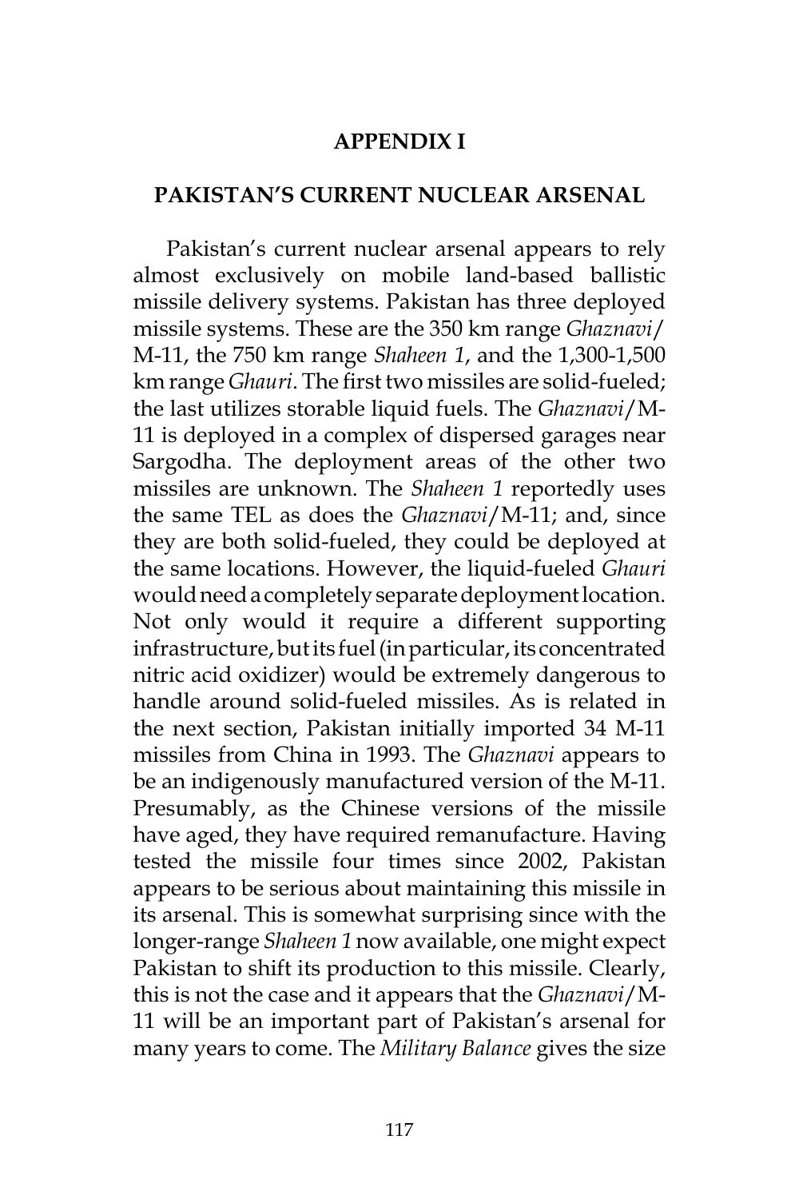## APPENDIX I

## PAKISTAN'S CURRENT NUCLEAR ARSENAL

Pakistan's current nuclear arsenal appears to rely almost exclusively on mobile land-based ballistic missile delivery systems. Pakistan has three deployed missile systems. These are the 350 km range *Ghaznavi*/ M-11, the 750 km range *Shaheen 1*, and the 1,300-1,500 km range *Ghauri*. The first two missiles are solid-fueled; the last utilizes storable liquid fuels. The *Ghaznavi*/M-11 is deployed in a complex of dispersed garages near Sargodha. The deployment areas of the other two missiles are unknown. The *Shaheen 1* reportedly uses the same TEL as does the *Ghaznavi*/M-11; and, since they are both solid-fueled, they could be deployed at the same locations. However, the liquid-fueled *Ghauri* would need a completely separate deployment location. Not only would it require a different supporting infrastructure, but its fuel (in particular, its concentrated nitric acid oxidizer) would be extremely dangerous to handle around solid-fueled missiles. As is related in the next section, Pakistan initially imported 34 M-11 missiles from China in 1993. The *Ghaznavi* appears to be an indigenously manufactured version of the M-11. Presumably, as the Chinese versions of the missile have aged, they have required remanufacture. Having tested the missile four times since 2002, Pakistan appears to be serious about maintaining this missile in its arsenal. This is somewhat surprising since with the longer-range *Shaheen 1* now available, one might expect Pakistan to shift its production to this missile. Clearly, this is not the case and it appears that the *Ghaznavi*/M-11 will be an important part of Pakistan's arsenal for many years to come. The *Military Balance* gives the size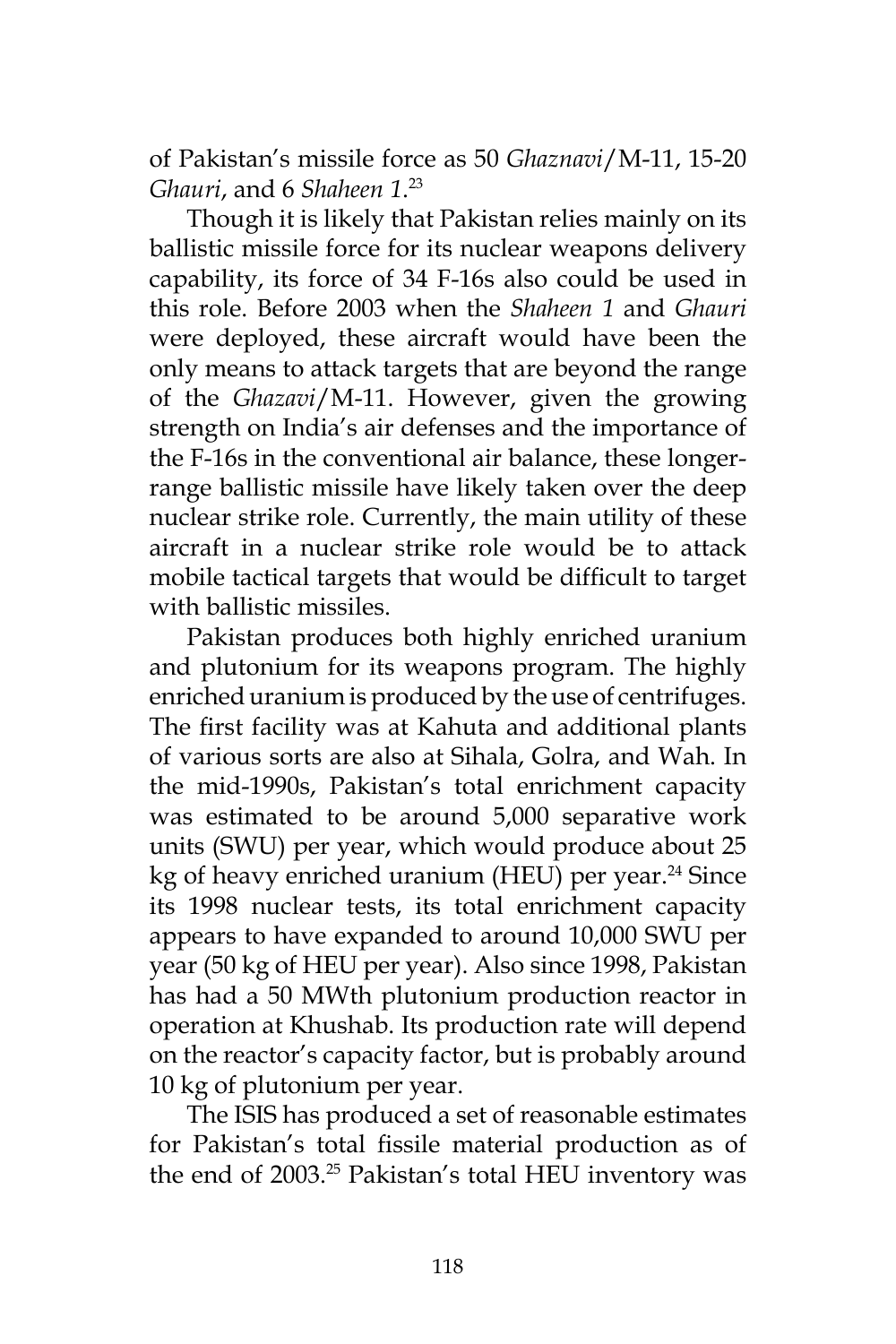of Pakistan's missile force as 50 *Ghaznavi*/M-11, 15-20 *Ghauri*, and 6 *Shaheen 1*.[23]

Though it is likely that Pakistan relies mainly on its ballistic missile force for its nuclear weapons delivery capability, its force of 34 F-16s also could be used in this role. Before 2003 when the *Shaheen 1* and *Ghauri* were deployed, these aircraft would have been the only means to attack targets that are beyond the range of the *Ghazavi*/M-11. However, given the growing strength on India's air defenses and the importance of the F-16s in the conventional air balance, these longer-range ballistic missile have likely taken over the deep nuclear strike role. Currently, the main utility of these aircraft in a nuclear strike role would be to attack mobile tactical targets that would be difficult to target with ballistic missiles.

Pakistan produces both highly enriched uranium and plutonium for its weapons program. The highly enriched uranium is produced by the use of centrifuges. The first facility was at Kahuta and additional plants of various sorts are also at Sihala, Golra, and Wah. In the mid-1990s, Pakistan's total enrichment capacity was estimated to be around 5,000 separative work units (SWU) per year, which would produce about 25 kg of heavy enriched uranium (HEU) per year.[24] Since its 1998 nuclear tests, its total enrichment capacity appears to have expanded to around 10,000 SWU per year (50 kg of HEU per year). Also since 1998, Pakistan has had a 50 MWth plutonium production reactor in operation at Khushab. Its production rate will depend on the reactor's capacity factor, but is probably around 10 kg of plutonium per year.

The ISIS has produced a set of reasonable estimates for Pakistan's total fissile material production as of the end of 2003.[25] Pakistan's total HEU inventory was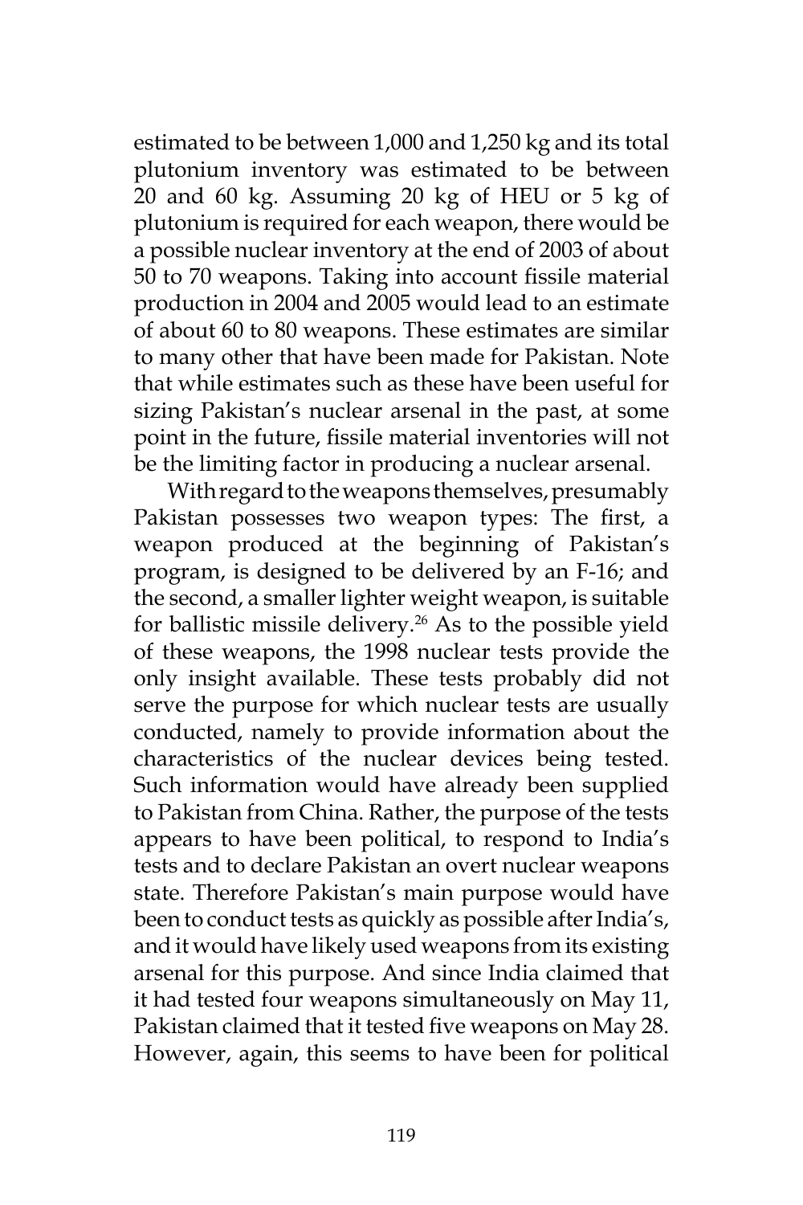estimated to be between 1,000 and 1,250 kg and its total plutonium inventory was estimated to be between 20 and 60 kg. Assuming 20 kg of HEU or 5 kg of plutonium is required for each weapon, there would be a possible nuclear inventory at the end of 2003 of about 50 to 70 weapons. Taking into account fissile material production in 2004 and 2005 would lead to an estimate of about 60 to 80 weapons. These estimates are similar to many other that have been made for Pakistan. Note that while estimates such as these have been useful for sizing Pakistan's nuclear arsenal in the past, at some point in the future, fissile material inventories will not be the limiting factor in producing a nuclear arsenal.

With regard to the weapons themselves, presumably Pakistan possesses two weapon types: The first, a weapon produced at the beginning of Pakistan's program, is designed to be delivered by an F-16; and the second, a smaller lighter weight weapon, is suitable for ballistic missile delivery.[26] As to the possible yield of these weapons, the 1998 nuclear tests provide the only insight available. These tests probably did not serve the purpose for which nuclear tests are usually conducted, namely to provide information about the characteristics of the nuclear devices being tested. Such information would have already been supplied to Pakistan from China. Rather, the purpose of the tests appears to have been political, to respond to India's tests and to declare Pakistan an overt nuclear weapons state. Therefore Pakistan's main purpose would have been to conduct tests as quickly as possible after India's, and it would have likely used weapons from its existing arsenal for this purpose. And since India claimed that it had tested four weapons simultaneously on May 11, Pakistan claimed that it tested five weapons on May 28. However, again, this seems to have been for political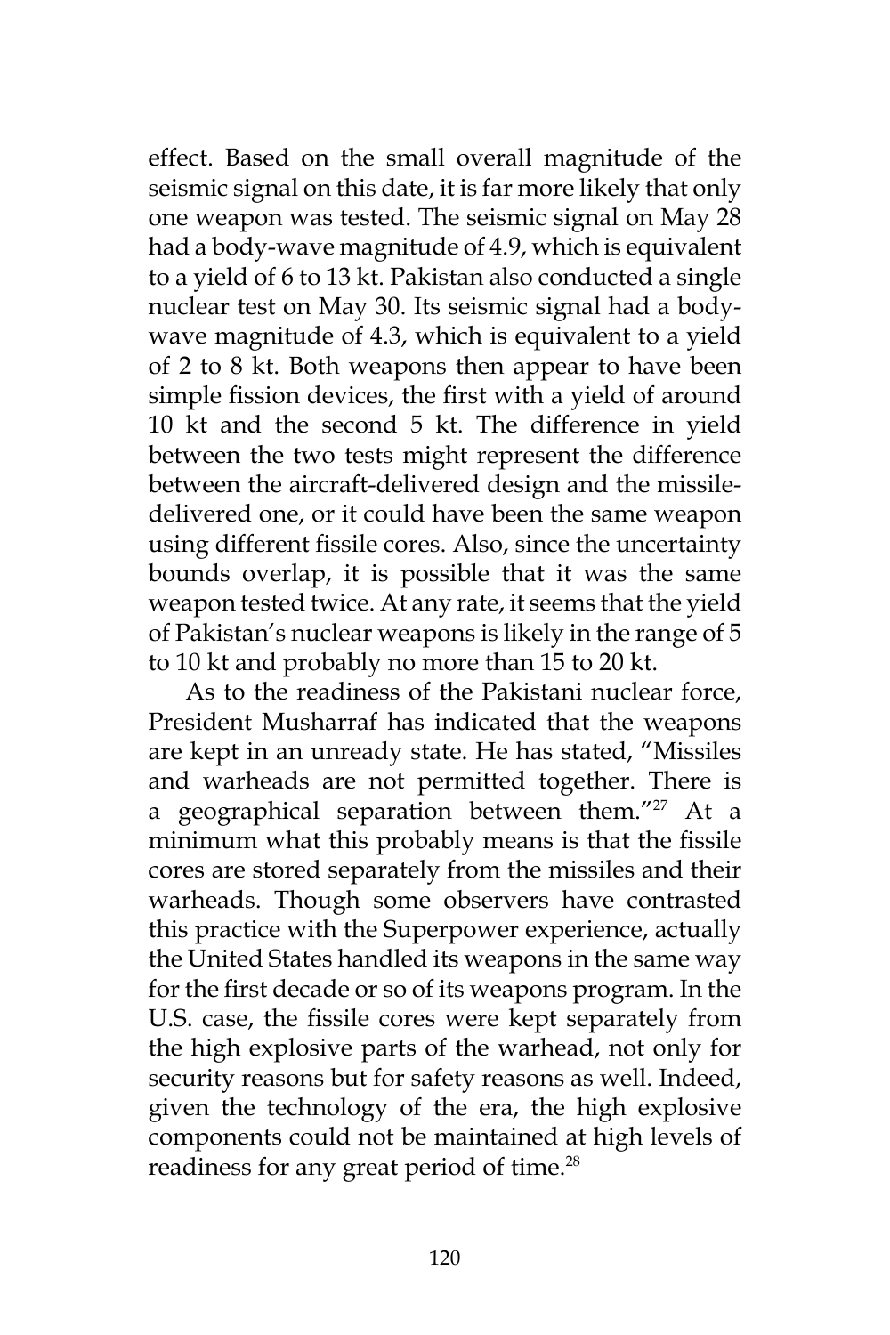effect. Based on the small overall magnitude of the seismic signal on this date, it is far more likely that only one weapon was tested. The seismic signal on May 28 had a body-wave magnitude of 4.9, which is equivalent to a yield of 6 to 13 kt. Pakistan also conducted a single nuclear test on May 30. Its seismic signal had a body-wave magnitude of 4.3, which is equivalent to a yield of 2 to 8 kt. Both weapons then appear to have been simple fission devices, the first with a yield of around 10 kt and the second 5 kt. The difference in yield between the two tests might represent the difference between the aircraft-delivered design and the missile-delivered one, or it could have been the same weapon using different fissile cores. Also, since the uncertainty bounds overlap, it is possible that it was the same weapon tested twice. At any rate, it seems that the yield of Pakistan's nuclear weapons is likely in the range of 5 to 10 kt and probably no more than 15 to 20 kt.

As to the readiness of the Pakistani nuclear force, President Musharraf has indicated that the weapons are kept in an unready state. He has stated, "Missiles and warheads are not permitted together. There is a geographical separation between them."[27] At a minimum what this probably means is that the fissile cores are stored separately from the missiles and their warheads. Though some observers have contrasted this practice with the Superpower experience, actually the United States handled its weapons in the same way for the first decade or so of its weapons program. In the U.S. case, the fissile cores were kept separately from the high explosive parts of the warhead, not only for security reasons but for safety reasons as well. Indeed, given the technology of the era, the high explosive components could not be maintained at high levels of readiness for any great period of time.[28]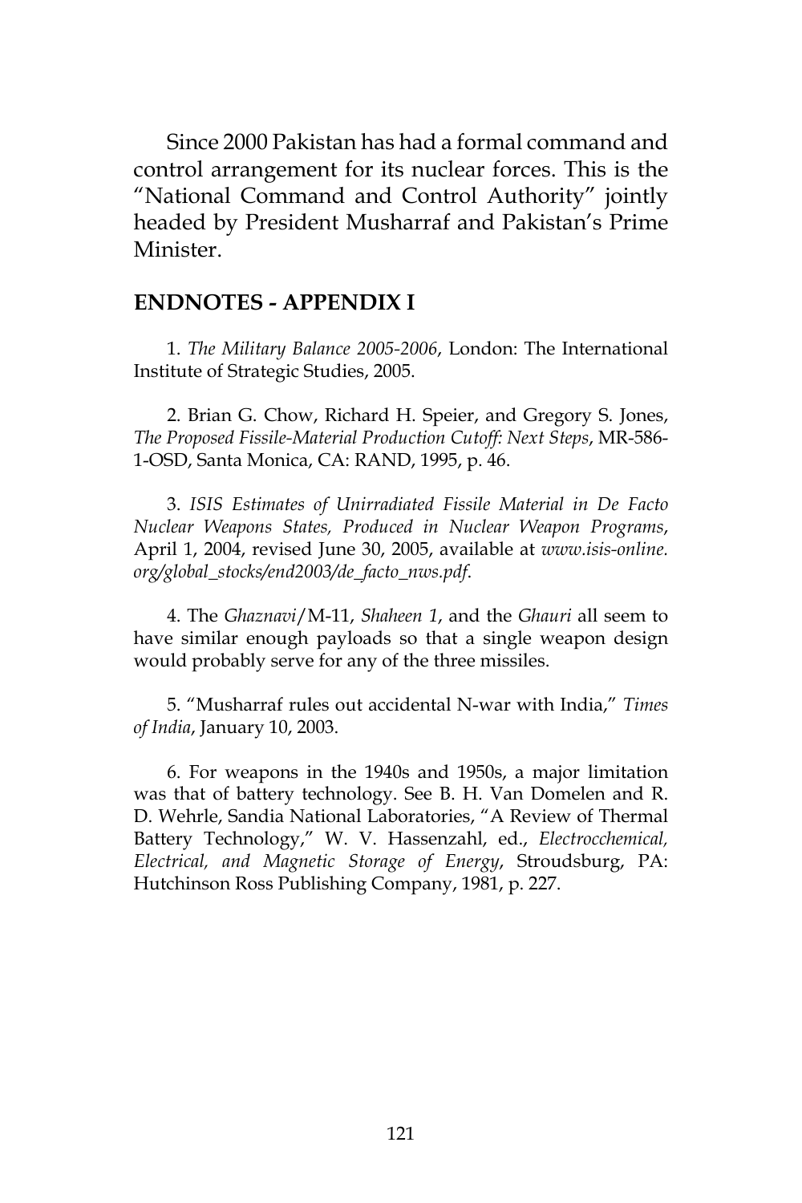Since 2000 Pakistan has had a formal command and control arrangement for its nuclear forces. This is the "National Command and Control Authority" jointly headed by President Musharraf and Pakistan's Prime Minister.

## ENDNOTES - APPENDIX I

1. *The Military Balance 2005-2006*, London: The International Institute of Strategic Studies, 2005.

2. Brian G. Chow, Richard H. Speier, and Gregory S. Jones, *The Proposed Fissile-Material Production Cutoff: Next Steps*, MR-586-1-OSD, Santa Monica, CA: RAND, 1995, p. 46.

3. *ISIS Estimates of Unirradiated Fissile Material in De Facto Nuclear Weapons States, Produced in Nuclear Weapon Programs*, April 1, 2004, revised June 30, 2005, available at *www.isis-online.org/global_stocks/end2003/de_facto_nws.pdf*.

4. The *Ghaznavi*/M-11, *Shaheen 1*, and the *Ghauri* all seem to have similar enough payloads so that a single weapon design would probably serve for any of the three missiles.

5. "Musharraf rules out accidental N-war with India," *Times of India*, January 10, 2003.

6. For weapons in the 1940s and 1950s, a major limitation was that of battery technology. See B. H. Van Domelen and R. D. Wehrle, Sandia National Laboratories, "A Review of Thermal Battery Technology," W. V. Hassenzahl, ed., *Electrocchemical, Electrical, and Magnetic Storage of Energy*, Stroudsburg, PA: Hutchinson Ross Publishing Company, 1981, p. 227.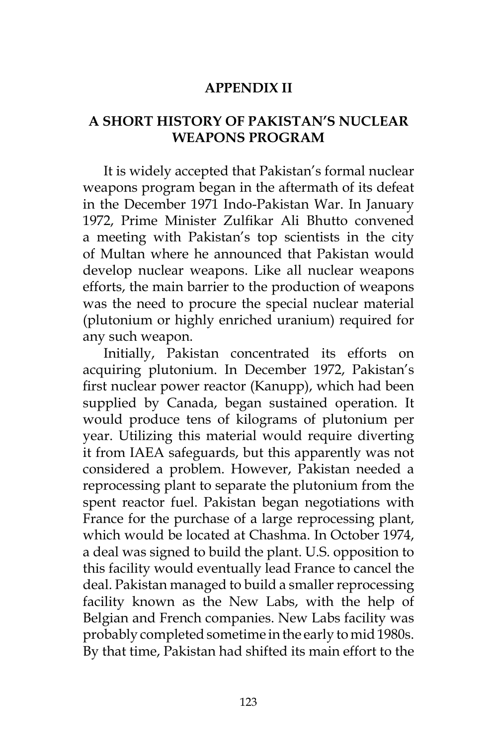## APPENDIX II

## A SHORT HISTORY OF PAKISTAN'S NUCLEAR WEAPONS PROGRAM

It is widely accepted that Pakistan's formal nuclear weapons program began in the aftermath of its defeat in the December 1971 Indo-Pakistan War. In January 1972, Prime Minister Zulfikar Ali Bhutto convened a meeting with Pakistan's top scientists in the city of Multan where he announced that Pakistan would develop nuclear weapons. Like all nuclear weapons efforts, the main barrier to the production of weapons was the need to procure the special nuclear material (plutonium or highly enriched uranium) required for any such weapon.

Initially, Pakistan concentrated its efforts on acquiring plutonium. In December 1972, Pakistan's first nuclear power reactor (Kanupp), which had been supplied by Canada, began sustained operation. It would produce tens of kilograms of plutonium per year. Utilizing this material would require diverting it from IAEA safeguards, but this apparently was not considered a problem. However, Pakistan needed a reprocessing plant to separate the plutonium from the spent reactor fuel. Pakistan began negotiations with France for the purchase of a large reprocessing plant, which would be located at Chashma. In October 1974, a deal was signed to build the plant. U.S. opposition to this facility would eventually lead France to cancel the deal. Pakistan managed to build a smaller reprocessing facility known as the New Labs, with the help of Belgian and French companies. New Labs facility was probably completed sometime in the early to mid 1980s. By that time, Pakistan had shifted its main effort to the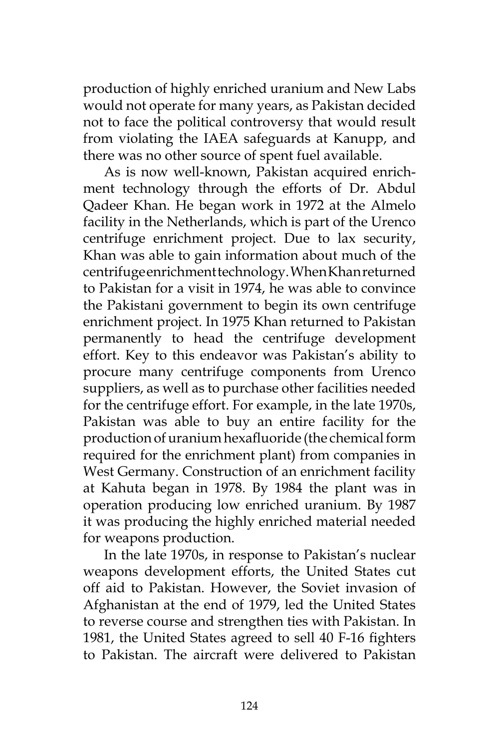production of highly enriched uranium and New Labs would not operate for many years, as Pakistan decided not to face the political controversy that would result from violating the IAEA safeguards at Kanupp, and there was no other source of spent fuel available.

As is now well-known, Pakistan acquired enrichment technology through the efforts of Dr. Abdul Qadeer Khan. He began work in 1972 at the Almelo facility in the Netherlands, which is part of the Urenco centrifuge enrichment project. Due to lax security, Khan was able to gain information about much of the centrifuge enrichment technology. When Khan returned to Pakistan for a visit in 1974, he was able to convince the Pakistani government to begin its own centrifuge enrichment project. In 1975 Khan returned to Pakistan permanently to head the centrifuge development effort. Key to this endeavor was Pakistan's ability to procure many centrifuge components from Urenco suppliers, as well as to purchase other facilities needed for the centrifuge effort. For example, in the late 1970s, Pakistan was able to buy an entire facility for the production of uranium hexafluoride (the chemical form required for the enrichment plant) from companies in West Germany. Construction of an enrichment facility at Kahuta began in 1978. By 1984 the plant was in operation producing low enriched uranium. By 1987 it was producing the highly enriched material needed for weapons production.

In the late 1970s, in response to Pakistan's nuclear weapons development efforts, the United States cut off aid to Pakistan. However, the Soviet invasion of Afghanistan at the end of 1979, led the United States to reverse course and strengthen ties with Pakistan. In 1981, the United States agreed to sell 40 F-16 fighters to Pakistan. The aircraft were delivered to Pakistan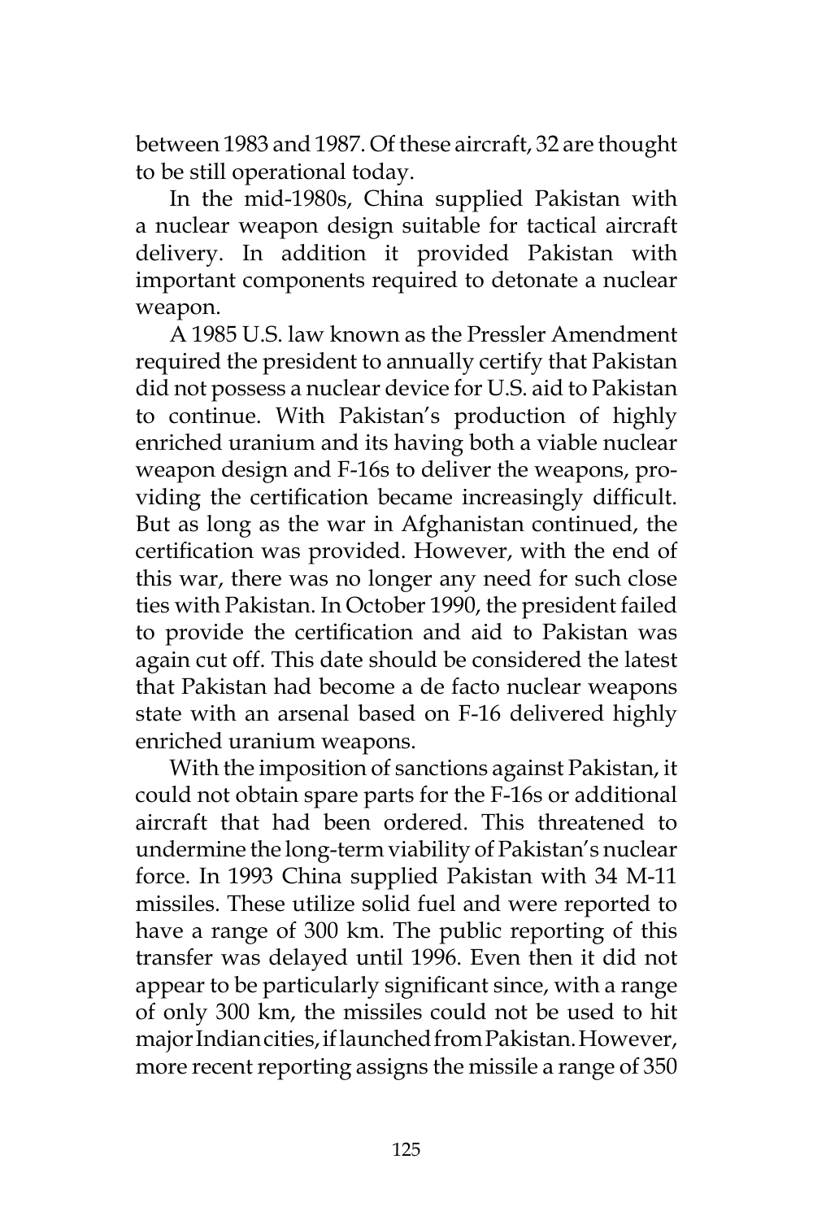between 1983 and 1987. Of these aircraft, 32 are thought to be still operational today.

In the mid-1980s, China supplied Pakistan with a nuclear weapon design suitable for tactical aircraft delivery. In addition it provided Pakistan with important components required to detonate a nuclear weapon.

A 1985 U.S. law known as the Pressler Amendment required the president to annually certify that Pakistan did not possess a nuclear device for U.S. aid to Pakistan to continue. With Pakistan's production of highly enriched uranium and its having both a viable nuclear weapon design and F-16s to deliver the weapons, providing the certification became increasingly difficult. But as long as the war in Afghanistan continued, the certification was provided. However, with the end of this war, there was no longer any need for such close ties with Pakistan. In October 1990, the president failed to provide the certification and aid to Pakistan was again cut off. This date should be considered the latest that Pakistan had become a de facto nuclear weapons state with an arsenal based on F-16 delivered highly enriched uranium weapons.

With the imposition of sanctions against Pakistan, it could not obtain spare parts for the F-16s or additional aircraft that had been ordered. This threatened to undermine the long-term viability of Pakistan's nuclear force. In 1993 China supplied Pakistan with 34 M-11 missiles. These utilize solid fuel and were reported to have a range of 300 km. The public reporting of this transfer was delayed until 1996. Even then it did not appear to be particularly significant since, with a range of only 300 km, the missiles could not be used to hit major Indian cities, if launched from Pakistan. However, more recent reporting assigns the missile a range of 350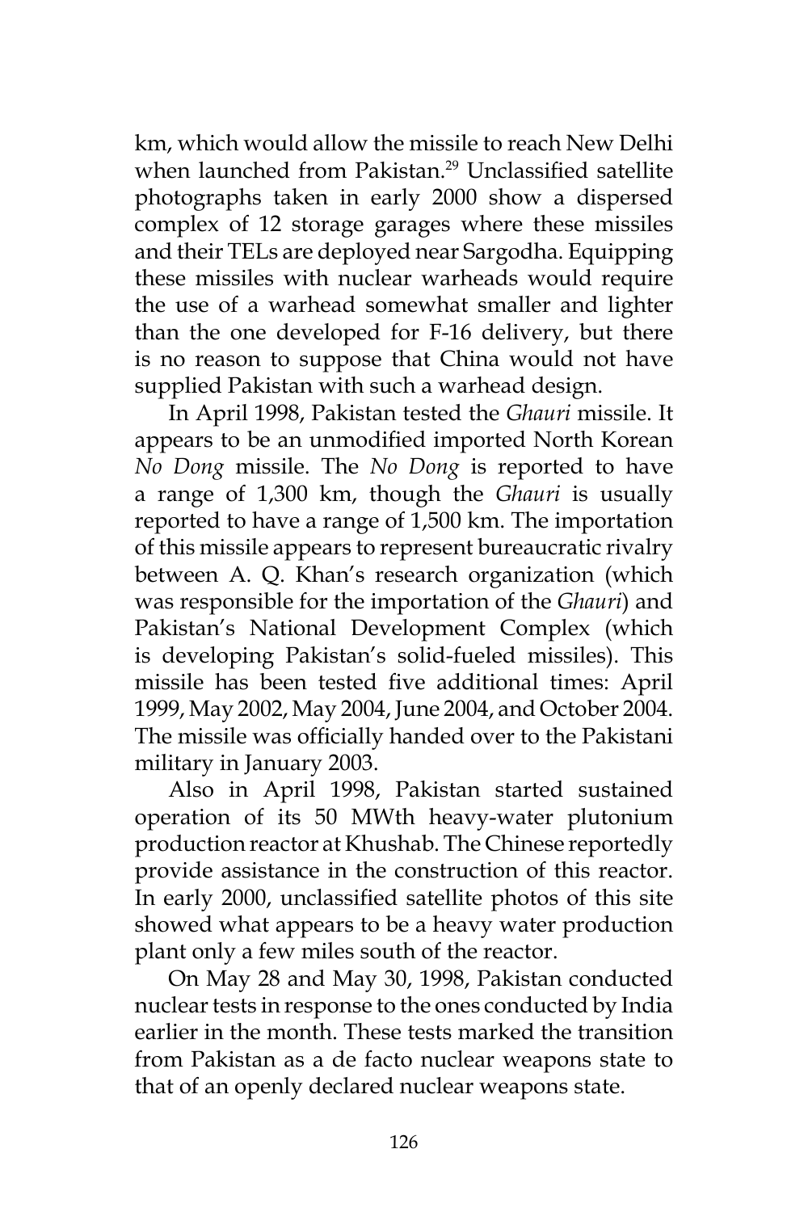km, which would allow the missile to reach New Delhi when launched from Pakistan.[29] Unclassified satellite photographs taken in early 2000 show a dispersed complex of 12 storage garages where these missiles and their TELs are deployed near Sargodha. Equipping these missiles with nuclear warheads would require the use of a warhead somewhat smaller and lighter than the one developed for F-16 delivery, but there is no reason to suppose that China would not have supplied Pakistan with such a warhead design.

In April 1998, Pakistan tested the *Ghauri* missile. It appears to be an unmodified imported North Korean *No Dong* missile. The *No Dong* is reported to have a range of 1,300 km, though the *Ghauri* is usually reported to have a range of 1,500 km. The importation of this missile appears to represent bureaucratic rivalry between A. Q. Khan's research organization (which was responsible for the importation of the *Ghauri*) and Pakistan's National Development Complex (which is developing Pakistan's solid-fueled missiles). This missile has been tested five additional times: April 1999, May 2002, May 2004, June 2004, and October 2004. The missile was officially handed over to the Pakistani military in January 2003.

Also in April 1998, Pakistan started sustained operation of its 50 MWth heavy-water plutonium production reactor at Khushab. The Chinese reportedly provide assistance in the construction of this reactor. In early 2000, unclassified satellite photos of this site showed what appears to be a heavy water production plant only a few miles south of the reactor.

On May 28 and May 30, 1998, Pakistan conducted nuclear tests in response to the ones conducted by India earlier in the month. These tests marked the transition from Pakistan as a de facto nuclear weapons state to that of an openly declared nuclear weapons state.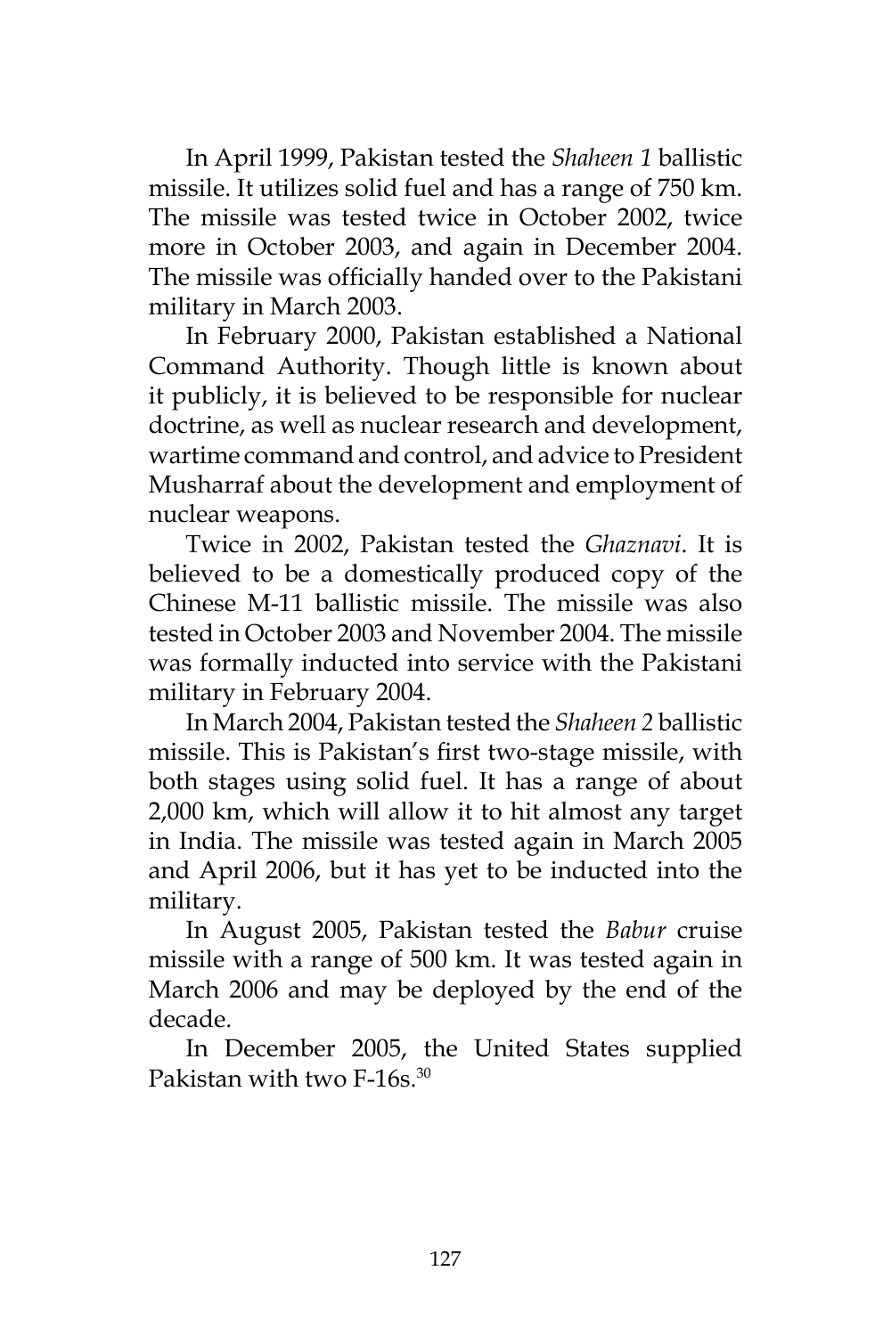In April 1999, Pakistan tested the *Shaheen 1* ballistic missile. It utilizes solid fuel and has a range of 750 km. The missile was tested twice in October 2002, twice more in October 2003, and again in December 2004. The missile was officially handed over to the Pakistani military in March 2003.

In February 2000, Pakistan established a National Command Authority. Though little is known about it publicly, it is believed to be responsible for nuclear doctrine, as well as nuclear research and development, wartime command and control, and advice to President Musharraf about the development and employment of nuclear weapons.

Twice in 2002, Pakistan tested the *Ghaznavi*. It is believed to be a domestically produced copy of the Chinese M-11 ballistic missile. The missile was also tested in October 2003 and November 2004. The missile was formally inducted into service with the Pakistani military in February 2004.

In March 2004, Pakistan tested the *Shaheen 2* ballistic missile. This is Pakistan's first two-stage missile, with both stages using solid fuel. It has a range of about 2,000 km, which will allow it to hit almost any target in India. The missile was tested again in March 2005 and April 2006, but it has yet to be inducted into the military.

In August 2005, Pakistan tested the *Babur* cruise missile with a range of 500 km. It was tested again in March 2006 and may be deployed by the end of the decade.

In December 2005, the United States supplied Pakistan with two F-16s.[30]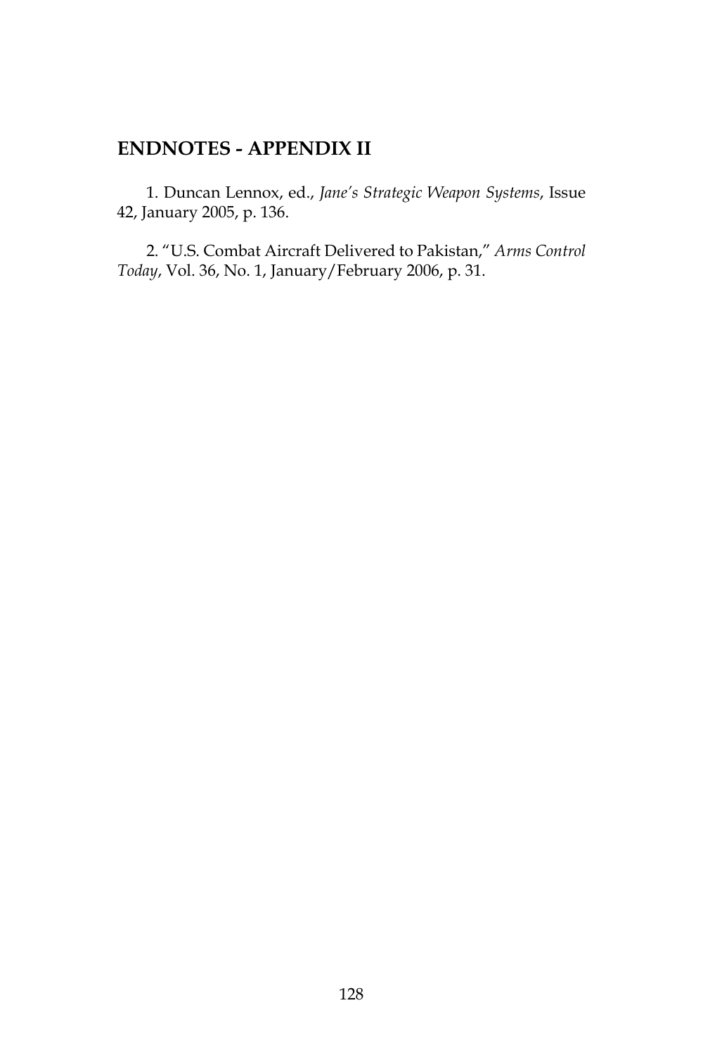## ENDNOTES - APPENDIX II

1. Duncan Lennox, ed., *Jane's Strategic Weapon Systems*, Issue 42, January 2005, p. 136.

2. "U.S. Combat Aircraft Delivered to Pakistan," *Arms Control Today*, Vol. 36, No. 1, January/February 2006, p. 31.